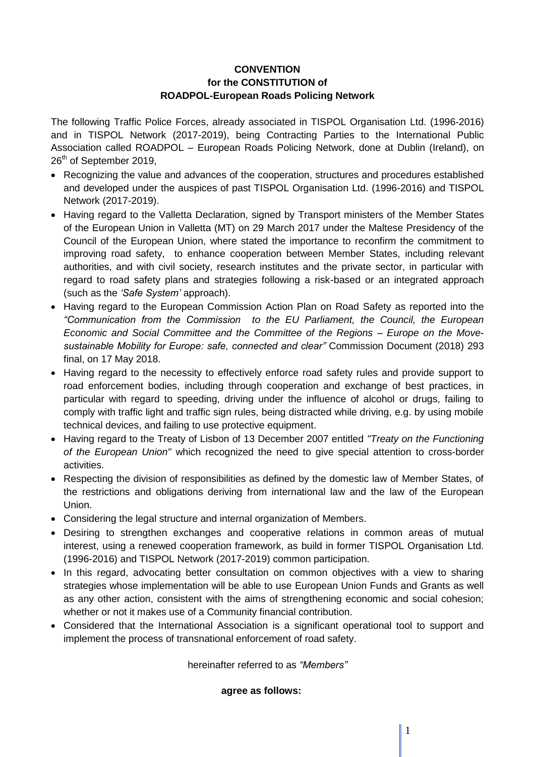**CONVENTION**
**for the CONSTITUTION of**
**ROADPOL-European Roads Policing Network**

The following Traffic Police Forces, already associated in TISPOL Organisation Ltd. (1996-2016) and in TISPOL Network (2017-2019), being Contracting Parties to the International Public Association called ROADPOL – European Roads Policing Network, done at Dublin (Ireland), on 26th of September 2019,

- Recognizing the value and advances of the cooperation, structures and procedures established and developed under the auspices of past TISPOL Organisation Ltd. (1996-2016) and TISPOL Network (2017-2019).
- Having regard to the Valletta Declaration, signed by Transport ministers of the Member States of the European Union in Valletta (MT) on 29 March 2017 under the Maltese Presidency of the Council of the European Union, where stated the importance to reconfirm the commitment to improving road safety, to enhance cooperation between Member States, including relevant authorities, and with civil society, research institutes and the private sector, in particular with regard to road safety plans and strategies following a risk-based or an integrated approach (such as the *'Safe System'* approach).
- Having regard to the European Commission Action Plan on Road Safety as reported into the *"Communication from the Commission to the EU Parliament, the Council, the European Economic and Social Committee and the Committee of the Regions – Europe on the Move-sustainable Mobility for Europe: safe, connected and clear"* Commission Document (2018) 293 final, on 17 May 2018.
- Having regard to the necessity to effectively enforce road safety rules and provide support to road enforcement bodies, including through cooperation and exchange of best practices, in particular with regard to speeding, driving under the influence of alcohol or drugs, failing to comply with traffic light and traffic sign rules, being distracted while driving, e.g. by using mobile technical devices, and failing to use protective equipment.
- Having regard to the Treaty of Lisbon of 13 December 2007 entitled *"Treaty on the Functioning of the European Union"* which recognized the need to give special attention to cross-border activities.
- Respecting the division of responsibilities as defined by the domestic law of Member States, of the restrictions and obligations deriving from international law and the law of the European Union.
- Considering the legal structure and internal organization of Members.
- Desiring to strengthen exchanges and cooperative relations in common areas of mutual interest, using a renewed cooperation framework, as build in former TISPOL Organisation Ltd. (1996-2016) and TISPOL Network (2017-2019) common participation.
- In this regard, advocating better consultation on common objectives with a view to sharing strategies whose implementation will be able to use European Union Funds and Grants as well as any other action, consistent with the aims of strengthening economic and social cohesion; whether or not it makes use of a Community financial contribution.
- Considered that the International Association is a significant operational tool to support and implement the process of transnational enforcement of road safety.

hereinafter referred to as *"Members"*

**agree as follows:**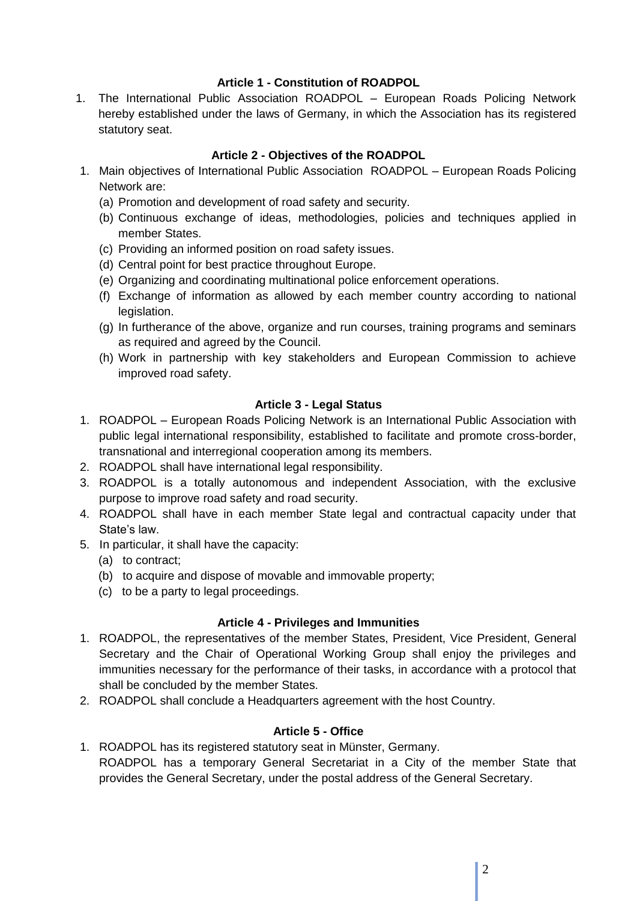### Article 1 - Constitution of ROADPOL

1. The International Public Association ROADPOL – European Roads Policing Network hereby established under the laws of Germany, in which the Association has its registered statutory seat.

### Article 2 - Objectives of the ROADPOL

1. Main objectives of International Public Association ROADPOL – European Roads Policing Network are:
   - (a) Promotion and development of road safety and security.
   - (b) Continuous exchange of ideas, methodologies, policies and techniques applied in member States.
   - (c) Providing an informed position on road safety issues.
   - (d) Central point for best practice throughout Europe.
   - (e) Organizing and coordinating multinational police enforcement operations.
   - (f) Exchange of information as allowed by each member country according to national legislation.
   - (g) In furtherance of the above, organize and run courses, training programs and seminars as required and agreed by the Council.
   - (h) Work in partnership with key stakeholders and European Commission to achieve improved road safety.

### Article 3 - Legal Status

1. ROADPOL – European Roads Policing Network is an International Public Association with public legal international responsibility, established to facilitate and promote cross-border, transnational and interregional cooperation among its members.
2. ROADPOL shall have international legal responsibility.
3. ROADPOL is a totally autonomous and independent Association, with the exclusive purpose to improve road safety and road security.
4. ROADPOL shall have in each member State legal and contractual capacity under that State's law.
5. In particular, it shall have the capacity:
   - (a) to contract;
   - (b) to acquire and dispose of movable and immovable property;
   - (c) to be a party to legal proceedings.

### Article 4 - Privileges and Immunities

1. ROADPOL, the representatives of the member States, President, Vice President, General Secretary and the Chair of Operational Working Group shall enjoy the privileges and immunities necessary for the performance of their tasks, in accordance with a protocol that shall be concluded by the member States.
2. ROADPOL shall conclude a Headquarters agreement with the host Country.

### Article 5 - Office

1. ROADPOL has its registered statutory seat in Münster, Germany.
   ROADPOL has a temporary General Secretariat in a City of the member State that provides the General Secretary, under the postal address of the General Secretary.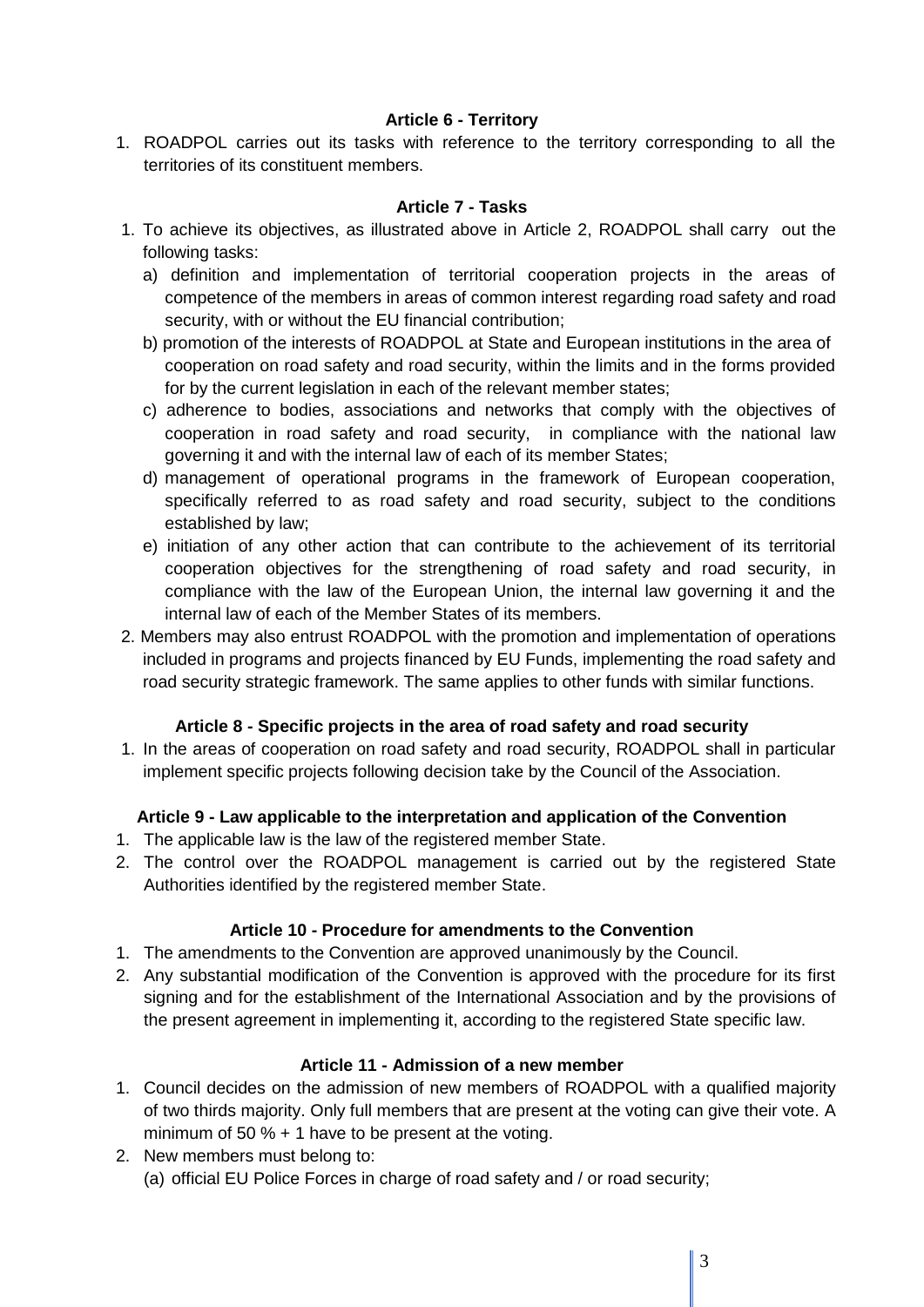**Article 6 - Territory**

1. ROADPOL carries out its tasks with reference to the territory corresponding to all the territories of its constituent members.

**Article 7 - Tasks**

1. To achieve its objectives, as illustrated above in Article 2, ROADPOL shall carry out the following tasks:
   a) definition and implementation of territorial cooperation projects in the areas of competence of the members in areas of common interest regarding road safety and road security, with or without the EU financial contribution;
   b) promotion of the interests of ROADPOL at State and European institutions in the area of cooperation on road safety and road security, within the limits and in the forms provided for by the current legislation in each of the relevant member states;
   c) adherence to bodies, associations and networks that comply with the objectives of cooperation in road safety and road security, in compliance with the national law governing it and with the internal law of each of its member States;
   d) management of operational programs in the framework of European cooperation, specifically referred to as road safety and road security, subject to the conditions established by law;
   e) initiation of any other action that can contribute to the achievement of its territorial cooperation objectives for the strengthening of road safety and road security, in compliance with the law of the European Union, the internal law governing it and the internal law of each of the Member States of its members.
2. Members may also entrust ROADPOL with the promotion and implementation of operations included in programs and projects financed by EU Funds, implementing the road safety and road security strategic framework. The same applies to other funds with similar functions.

**Article 8 - Specific projects in the area of road safety and road security**

1. In the areas of cooperation on road safety and road security, ROADPOL shall in particular implement specific projects following decision take by the Council of the Association.

**Article 9 - Law applicable to the interpretation and application of the Convention**

1. The applicable law is the law of the registered member State.
2. The control over the ROADPOL management is carried out by the registered State Authorities identified by the registered member State.

**Article 10 - Procedure for amendments to the Convention**

1. The amendments to the Convention are approved unanimously by the Council.
2. Any substantial modification of the Convention is approved with the procedure for its first signing and for the establishment of the International Association and by the provisions of the present agreement in implementing it, according to the registered State specific law.

**Article 11 - Admission of a new member**

1. Council decides on the admission of new members of ROADPOL with a qualified majority of two thirds majority. Only full members that are present at the voting can give their vote. A minimum of 50 % + 1 have to be present at the voting.
2. New members must belong to:
   (a) official EU Police Forces in charge of road safety and / or road security;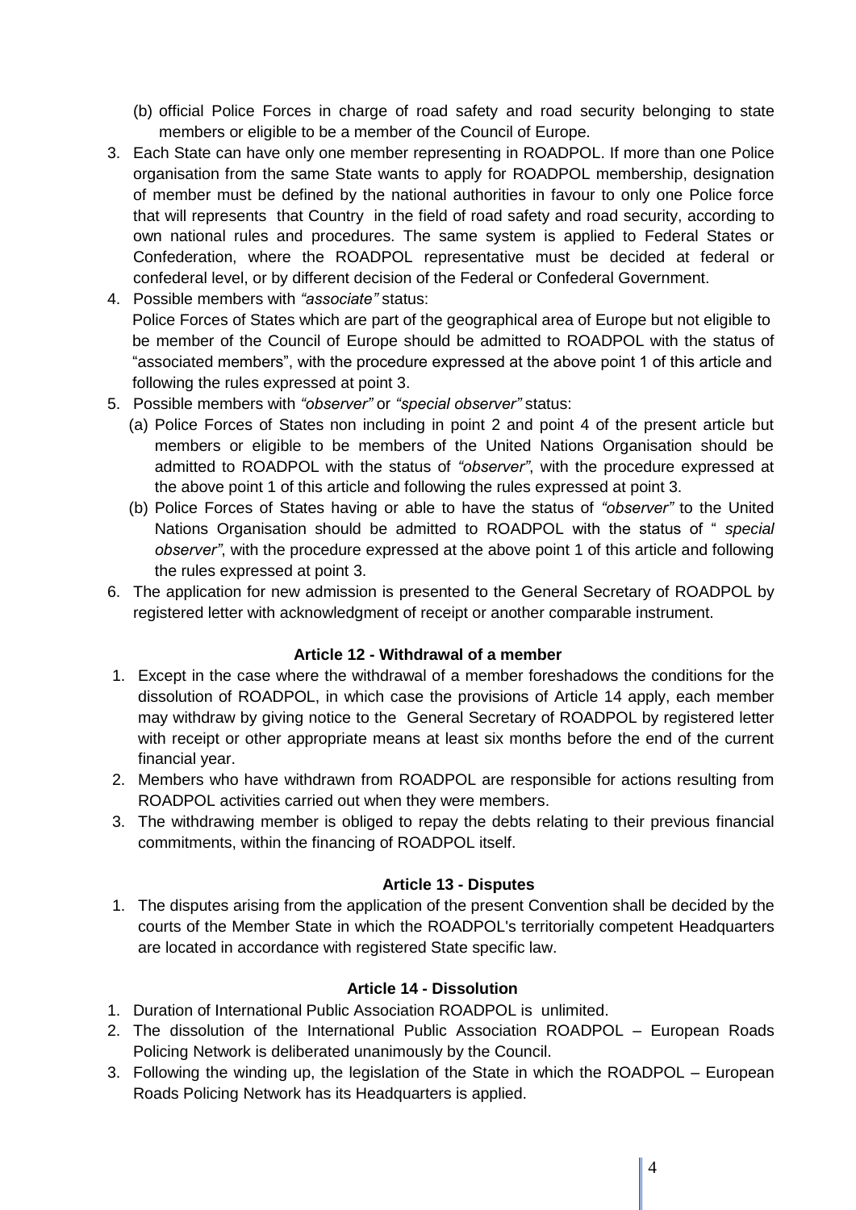(b) official Police Forces in charge of road safety and road security belonging to state members or eligible to be a member of the Council of Europe.

3. Each State can have only one member representing in ROADPOL. If more than one Police organisation from the same State wants to apply for ROADPOL membership, designation of member must be defined by the national authorities in favour to only one Police force that will represents that Country in the field of road safety and road security, according to own national rules and procedures. The same system is applied to Federal States or Confederation, where the ROADPOL representative must be decided at federal or confederal level, or by different decision of the Federal or Confederal Government.
4. Possible members with *"associate"* status:
   Police Forces of States which are part of the geographical area of Europe but not eligible to be member of the Council of Europe should be admitted to ROADPOL with the status of "associated members", with the procedure expressed at the above point 1 of this article and following the rules expressed at point 3.
5. Possible members with *"observer"* or *"special observer"* status:
   (a) Police Forces of States non including in point 2 and point 4 of the present article but members or eligible to be members of the United Nations Organisation should be admitted to ROADPOL with the status of *"observer"*, with the procedure expressed at the above point 1 of this article and following the rules expressed at point 3.
   (b) Police Forces of States having or able to have the status of *"observer"* to the United Nations Organisation should be admitted to ROADPOL with the status of " *special observer"*, with the procedure expressed at the above point 1 of this article and following the rules expressed at point 3.
6. The application for new admission is presented to the General Secretary of ROADPOL by registered letter with acknowledgment of receipt or another comparable instrument.

**Article 12 - Withdrawal of a member**

1. Except in the case where the withdrawal of a member foreshadows the conditions for the dissolution of ROADPOL, in which case the provisions of Article 14 apply, each member may withdraw by giving notice to the General Secretary of ROADPOL by registered letter with receipt or other appropriate means at least six months before the end of the current financial year.
2. Members who have withdrawn from ROADPOL are responsible for actions resulting from ROADPOL activities carried out when they were members.
3. The withdrawing member is obliged to repay the debts relating to their previous financial commitments, within the financing of ROADPOL itself.

**Article 13 - Disputes**

1. The disputes arising from the application of the present Convention shall be decided by the courts of the Member State in which the ROADPOL's territorially competent Headquarters are located in accordance with registered State specific law.

**Article 14 - Dissolution**

1. Duration of International Public Association ROADPOL is unlimited.
2. The dissolution of the International Public Association ROADPOL – European Roads Policing Network is deliberated unanimously by the Council.
3. Following the winding up, the legislation of the State in which the ROADPOL – European Roads Policing Network has its Headquarters is applied.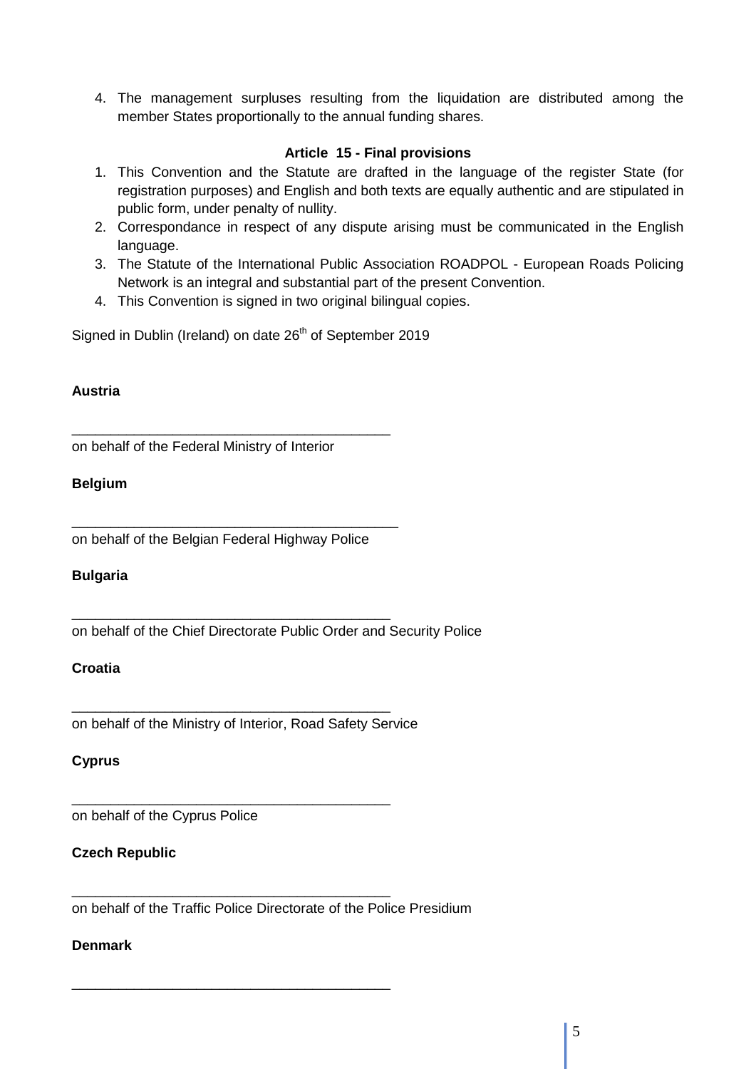4. The management surpluses resulting from the liquidation are distributed among the member States proportionally to the annual funding shares.

### Article 15 - Final provisions

1. This Convention and the Statute are drafted in the language of the register State (for registration purposes) and English and both texts are equally authentic and are stipulated in public form, under penalty of nullity.
2. Correspondance in respect of any dispute arising must be communicated in the English language.
3. The Statute of the International Public Association ROADPOL - European Roads Policing Network is an integral and substantial part of the present Convention.
4. This Convention is signed in two original bilingual copies.

Signed in Dublin (Ireland) on date 26th of September 2019

**Austria**

\_\_\_\_\_\_\_\_\_\_\_\_\_\_\_\_\_\_\_\_\_\_\_\_\_\_\_\_\_\_\_\_\_\_\_\_\_\_\_\_\_\_

on behalf of the Federal Ministry of Interior

**Belgium**

\_\_\_\_\_\_\_\_\_\_\_\_\_\_\_\_\_\_\_\_\_\_\_\_\_\_\_\_\_\_\_\_\_\_\_\_\_\_\_\_\_\_

on behalf of the Belgian Federal Highway Police

**Bulgaria**

\_\_\_\_\_\_\_\_\_\_\_\_\_\_\_\_\_\_\_\_\_\_\_\_\_\_\_\_\_\_\_\_\_\_\_\_\_\_\_\_\_\_

on behalf of the Chief Directorate Public Order and Security Police

**Croatia**

\_\_\_\_\_\_\_\_\_\_\_\_\_\_\_\_\_\_\_\_\_\_\_\_\_\_\_\_\_\_\_\_\_\_\_\_\_\_\_\_\_\_

on behalf of the Ministry of Interior, Road Safety Service

**Cyprus**

\_\_\_\_\_\_\_\_\_\_\_\_\_\_\_\_\_\_\_\_\_\_\_\_\_\_\_\_\_\_\_\_\_\_\_\_\_\_\_\_\_\_

on behalf of the Cyprus Police

**Czech Republic**

\_\_\_\_\_\_\_\_\_\_\_\_\_\_\_\_\_\_\_\_\_\_\_\_\_\_\_\_\_\_\_\_\_\_\_\_\_\_\_\_\_\_

on behalf of the Traffic Police Directorate of the Police Presidium

**Denmark**

\_\_\_\_\_\_\_\_\_\_\_\_\_\_\_\_\_\_\_\_\_\_\_\_\_\_\_\_\_\_\_\_\_\_\_\_\_\_\_\_\_\_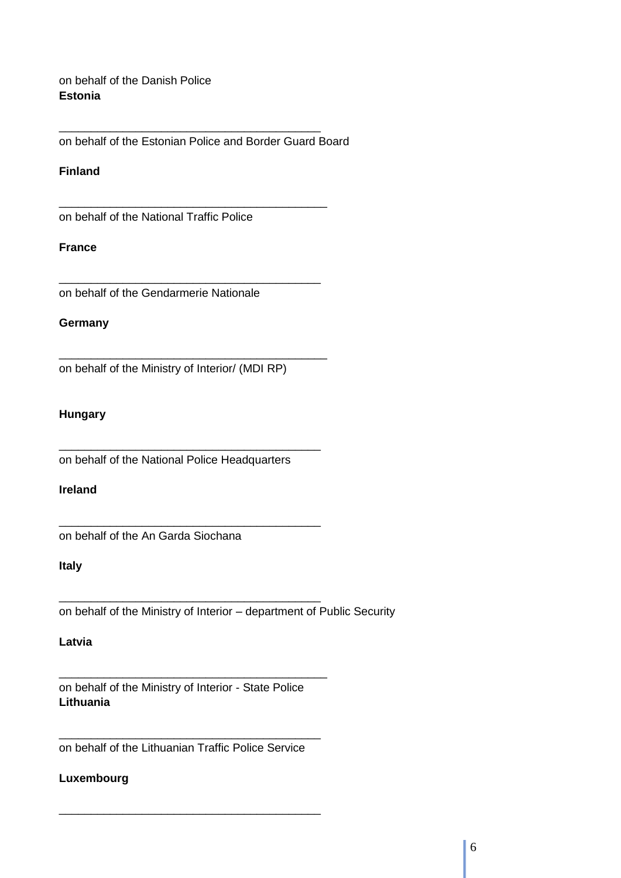on behalf of the Danish Police

**Estonia**

\_\_\_\_\_\_\_\_\_\_\_\_\_\_\_\_\_\_\_\_\_\_\_\_\_\_\_\_\_\_\_\_\_\_\_\_\_\_\_\_\_\_

on behalf of the Estonian Police and Border Guard Board

**Finland**

\_\_\_\_\_\_\_\_\_\_\_\_\_\_\_\_\_\_\_\_\_\_\_\_\_\_\_\_\_\_\_\_\_\_\_\_\_\_\_\_\_\_

on behalf of the National Traffic Police

**France**

\_\_\_\_\_\_\_\_\_\_\_\_\_\_\_\_\_\_\_\_\_\_\_\_\_\_\_\_\_\_\_\_\_\_\_\_\_\_\_\_\_\_

on behalf of the Gendarmerie Nationale

**Germany**

\_\_\_\_\_\_\_\_\_\_\_\_\_\_\_\_\_\_\_\_\_\_\_\_\_\_\_\_\_\_\_\_\_\_\_\_\_\_\_\_\_\_

on behalf of the Ministry of Interior/ (MDI RP)

**Hungary**

\_\_\_\_\_\_\_\_\_\_\_\_\_\_\_\_\_\_\_\_\_\_\_\_\_\_\_\_\_\_\_\_\_\_\_\_\_\_\_\_\_\_

on behalf of the National Police Headquarters

**Ireland**

\_\_\_\_\_\_\_\_\_\_\_\_\_\_\_\_\_\_\_\_\_\_\_\_\_\_\_\_\_\_\_\_\_\_\_\_\_\_\_\_\_\_

on behalf of the An Garda Siochana

**Italy**

\_\_\_\_\_\_\_\_\_\_\_\_\_\_\_\_\_\_\_\_\_\_\_\_\_\_\_\_\_\_\_\_\_\_\_\_\_\_\_\_\_\_

on behalf of the Ministry of Interior – department of Public Security

**Latvia**

\_\_\_\_\_\_\_\_\_\_\_\_\_\_\_\_\_\_\_\_\_\_\_\_\_\_\_\_\_\_\_\_\_\_\_\_\_\_\_\_\_\_

on behalf of the Ministry of Interior - State Police

**Lithuania**

\_\_\_\_\_\_\_\_\_\_\_\_\_\_\_\_\_\_\_\_\_\_\_\_\_\_\_\_\_\_\_\_\_\_\_\_\_\_\_\_\_\_

on behalf of the Lithuanian Traffic Police Service

**Luxembourg**

\_\_\_\_\_\_\_\_\_\_\_\_\_\_\_\_\_\_\_\_\_\_\_\_\_\_\_\_\_\_\_\_\_\_\_\_\_\_\_\_\_\_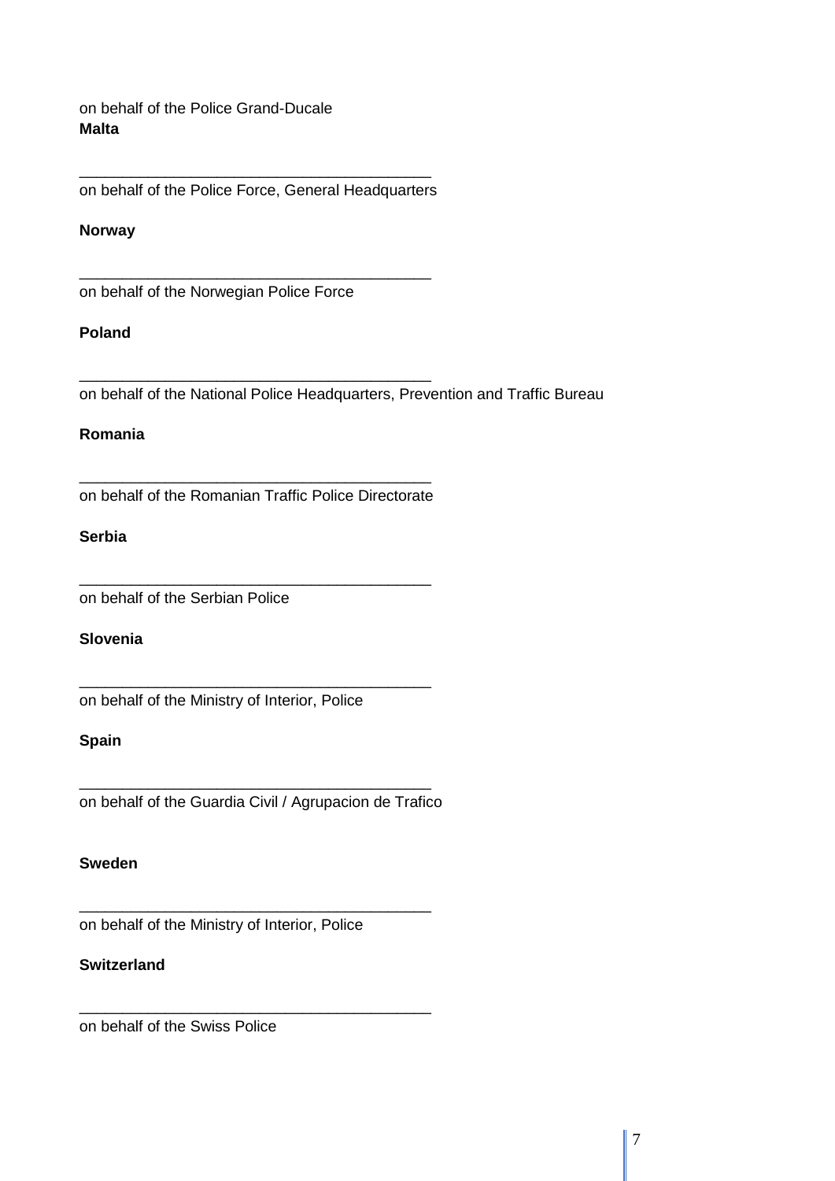on behalf of the Police Grand-Ducale

**Malta**

__________________________________________
on behalf of the Police Force, General Headquarters

**Norway**

__________________________________________
on behalf of the Norwegian Police Force

**Poland**

__________________________________________
on behalf of the National Police Headquarters, Prevention and Traffic Bureau

**Romania**

__________________________________________
on behalf of the Romanian Traffic Police Directorate

**Serbia**

__________________________________________
on behalf of the Serbian Police

**Slovenia**

__________________________________________
on behalf of the Ministry of Interior, Police

**Spain**

__________________________________________
on behalf of the Guardia Civil / Agrupacion de Trafico

**Sweden**

__________________________________________
on behalf of the Ministry of Interior, Police

**Switzerland**

__________________________________________
on behalf of the Swiss Police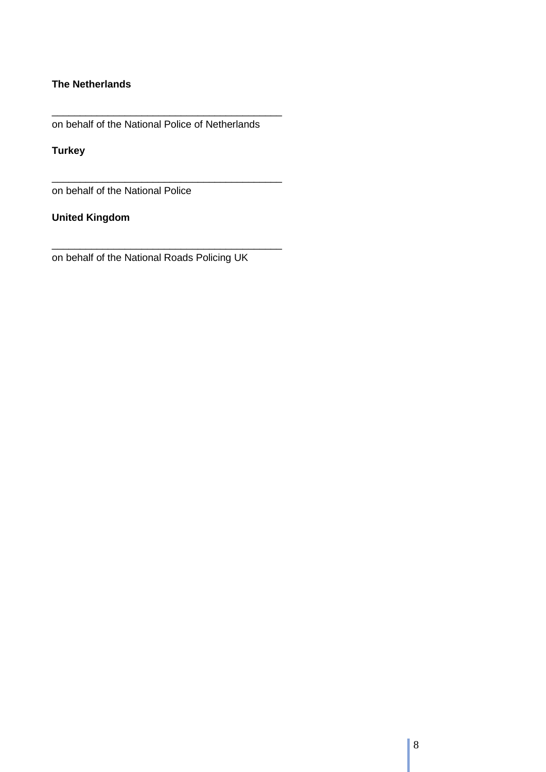**The Netherlands**

__________________________________________
on behalf of the National Police of Netherlands

**Turkey**

__________________________________________
on behalf of the National Police

**United Kingdom**

__________________________________________
on behalf of the National Roads Policing UK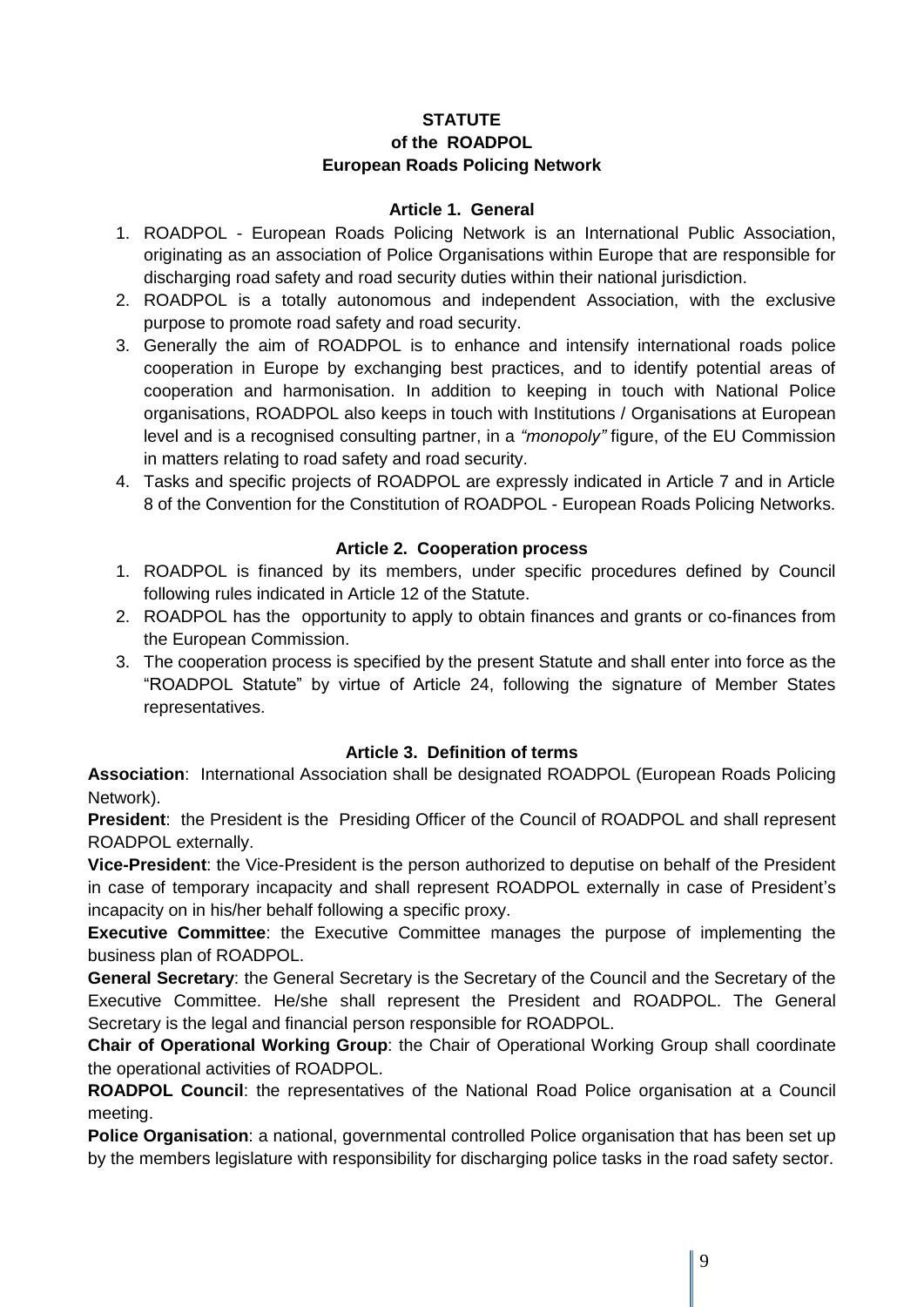**STATUTE**
**of the ROADPOL**
**European Roads Policing Network**

### Article 1. General

1. ROADPOL - European Roads Policing Network is an International Public Association, originating as an association of Police Organisations within Europe that are responsible for discharging road safety and road security duties within their national jurisdiction.
2. ROADPOL is a totally autonomous and independent Association, with the exclusive purpose to promote road safety and road security.
3. Generally the aim of ROADPOL is to enhance and intensify international roads police cooperation in Europe by exchanging best practices, and to identify potential areas of cooperation and harmonisation. In addition to keeping in touch with National Police organisations, ROADPOL also keeps in touch with Institutions / Organisations at European level and is a recognised consulting partner, in a *"monopoly"* figure, of the EU Commission in matters relating to road safety and road security.
4. Tasks and specific projects of ROADPOL are expressly indicated in Article 7 and in Article 8 of the Convention for the Constitution of ROADPOL - European Roads Policing Networks.

### Article 2. Cooperation process

1. ROADPOL is financed by its members, under specific procedures defined by Council following rules indicated in Article 12 of the Statute.
2. ROADPOL has the opportunity to apply to obtain finances and grants or co-finances from the European Commission.
3. The cooperation process is specified by the present Statute and shall enter into force as the "ROADPOL Statute" by virtue of Article 24, following the signature of Member States representatives.

### Article 3. Definition of terms

**Association**: International Association shall be designated ROADPOL (European Roads Policing Network).

**President**: the President is the Presiding Officer of the Council of ROADPOL and shall represent ROADPOL externally.

**Vice-President**: the Vice-President is the person authorized to deputise on behalf of the President in case of temporary incapacity and shall represent ROADPOL externally in case of President's incapacity on in his/her behalf following a specific proxy.

**Executive Committee**: the Executive Committee manages the purpose of implementing the business plan of ROADPOL.

**General Secretary**: the General Secretary is the Secretary of the Council and the Secretary of the Executive Committee. He/she shall represent the President and ROADPOL. The General Secretary is the legal and financial person responsible for ROADPOL.

**Chair of Operational Working Group**: the Chair of Operational Working Group shall coordinate the operational activities of ROADPOL.

**ROADPOL Council**: the representatives of the National Road Police organisation at a Council meeting.

**Police Organisation**: a national, governmental controlled Police organisation that has been set up by the members legislature with responsibility for discharging police tasks in the road safety sector.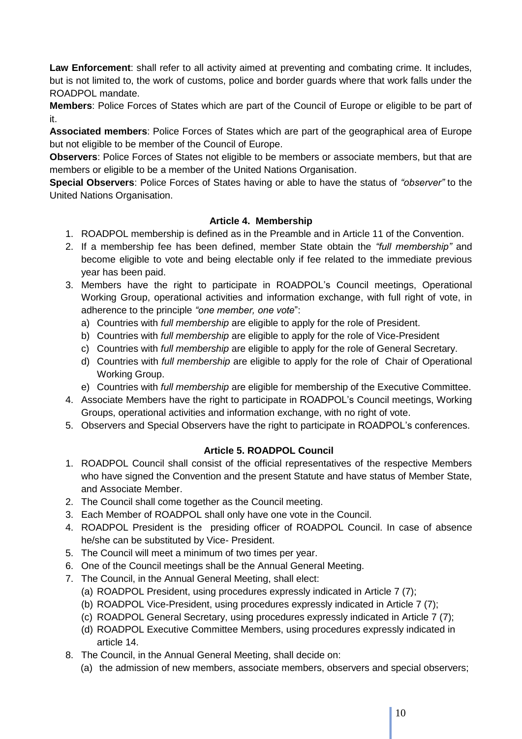**Law Enforcement**: shall refer to all activity aimed at preventing and combating crime. It includes, but is not limited to, the work of customs, police and border guards where that work falls under the ROADPOL mandate.

**Members**: Police Forces of States which are part of the Council of Europe or eligible to be part of it.

**Associated members**: Police Forces of States which are part of the geographical area of Europe but not eligible to be member of the Council of Europe.

**Observers**: Police Forces of States not eligible to be members or associate members, but that are members or eligible to be a member of the United Nations Organisation.

**Special Observers**: Police Forces of States having or able to have the status of *"observer"* to the United Nations Organisation.

### Article 4. Membership

1. ROADPOL membership is defined as in the Preamble and in Article 11 of the Convention.
2. If a membership fee has been defined, member State obtain the *"full membership"* and become eligible to vote and being electable only if fee related to the immediate previous year has been paid.
3. Members have the right to participate in ROADPOL's Council meetings, Operational Working Group, operational activities and information exchange, with full right of vote, in adherence to the principle *"one member, one vote*":
   a) Countries with *full membership* are eligible to apply for the role of President.
   b) Countries with *full membership* are eligible to apply for the role of Vice-President
   c) Countries with *full membership* are eligible to apply for the role of General Secretary.
   d) Countries with *full membership* are eligible to apply for the role of Chair of Operational Working Group.
   e) Countries with *full membership* are eligible for membership of the Executive Committee.
4. Associate Members have the right to participate in ROADPOL's Council meetings, Working Groups, operational activities and information exchange, with no right of vote.
5. Observers and Special Observers have the right to participate in ROADPOL's conferences.

### Article 5. ROADPOL Council

1. ROADPOL Council shall consist of the official representatives of the respective Members who have signed the Convention and the present Statute and have status of Member State, and Associate Member.
2. The Council shall come together as the Council meeting.
3. Each Member of ROADPOL shall only have one vote in the Council.
4. ROADPOL President is the presiding officer of ROADPOL Council. In case of absence he/she can be substituted by Vice- President.
5. The Council will meet a minimum of two times per year.
6. One of the Council meetings shall be the Annual General Meeting.
7. The Council, in the Annual General Meeting, shall elect:
   (a) ROADPOL President, using procedures expressly indicated in Article 7 (7);
   (b) ROADPOL Vice-President, using procedures expressly indicated in Article 7 (7);
   (c) ROADPOL General Secretary, using procedures expressly indicated in Article 7 (7);
   (d) ROADPOL Executive Committee Members, using procedures expressly indicated in article 14.
8. The Council, in the Annual General Meeting, shall decide on:
   (a) the admission of new members, associate members, observers and special observers;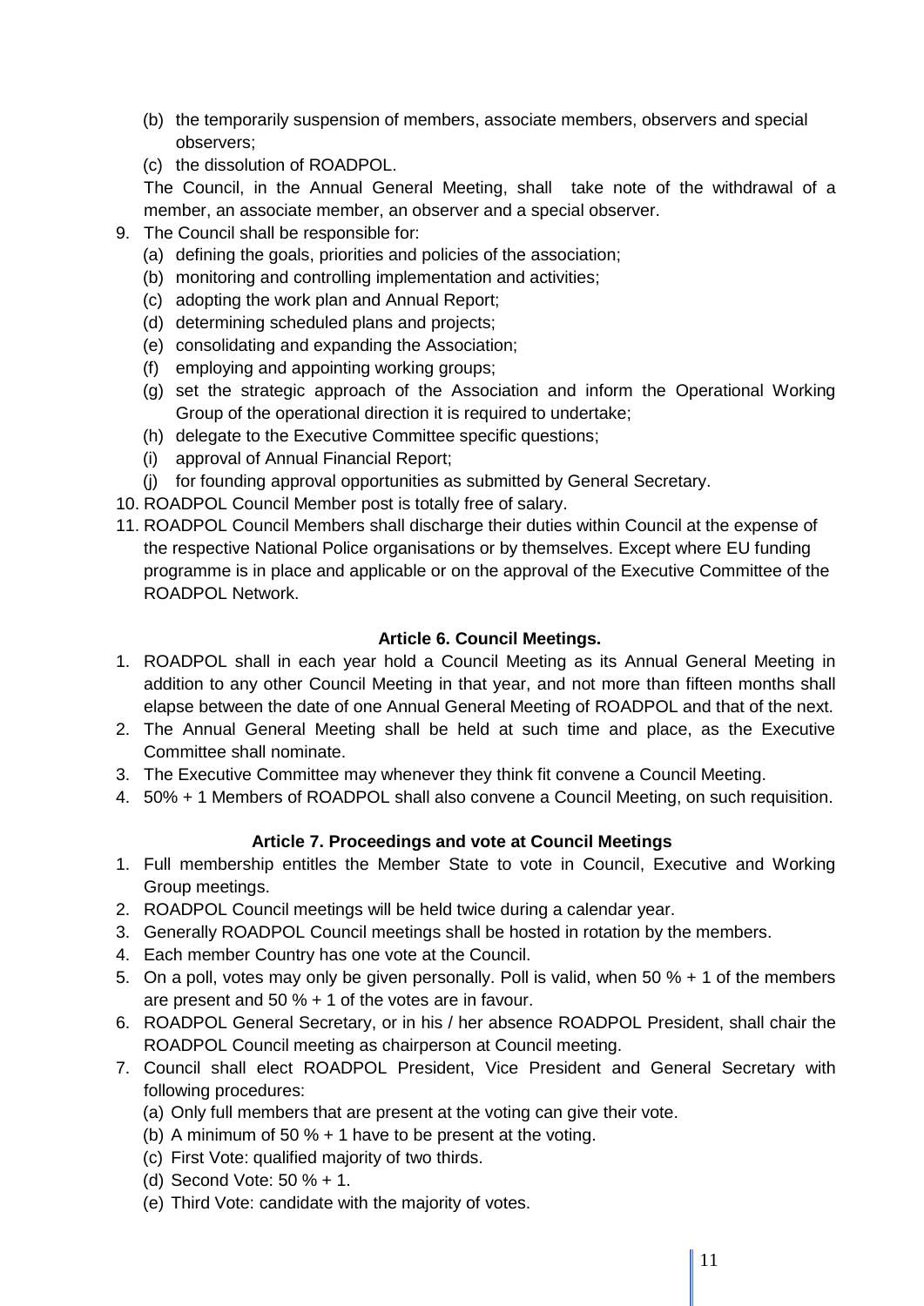(b) the temporarily suspension of members, associate members, observers and special observers;

(c) the dissolution of ROADPOL.

The Council, in the Annual General Meeting, shall take note of the withdrawal of a member, an associate member, an observer and a special observer.

9. The Council shall be responsible for:
   - (a) defining the goals, priorities and policies of the association;
   - (b) monitoring and controlling implementation and activities;
   - (c) adopting the work plan and Annual Report;
   - (d) determining scheduled plans and projects;
   - (e) consolidating and expanding the Association;
   - (f) employing and appointing working groups;
   - (g) set the strategic approach of the Association and inform the Operational Working Group of the operational direction it is required to undertake;
   - (h) delegate to the Executive Committee specific questions;
   - (i) approval of Annual Financial Report;
   - (j) for founding approval opportunities as submitted by General Secretary.
10. ROADPOL Council Member post is totally free of salary.
11. ROADPOL Council Members shall discharge their duties within Council at the expense of the respective National Police organisations or by themselves. Except where EU funding programme is in place and applicable or on the approval of the Executive Committee of the ROADPOL Network.

### Article 6. Council Meetings.

1. ROADPOL shall in each year hold a Council Meeting as its Annual General Meeting in addition to any other Council Meeting in that year, and not more than fifteen months shall elapse between the date of one Annual General Meeting of ROADPOL and that of the next.
2. The Annual General Meeting shall be held at such time and place, as the Executive Committee shall nominate.
3. The Executive Committee may whenever they think fit convene a Council Meeting.
4. 50% + 1 Members of ROADPOL shall also convene a Council Meeting, on such requisition.

### Article 7. Proceedings and vote at Council Meetings

1. Full membership entitles the Member State to vote in Council, Executive and Working Group meetings.
2. ROADPOL Council meetings will be held twice during a calendar year.
3. Generally ROADPOL Council meetings shall be hosted in rotation by the members.
4. Each member Country has one vote at the Council.
5. On a poll, votes may only be given personally. Poll is valid, when 50 % + 1 of the members are present and 50 % + 1 of the votes are in favour.
6. ROADPOL General Secretary, or in his / her absence ROADPOL President, shall chair the ROADPOL Council meeting as chairperson at Council meeting.
7. Council shall elect ROADPOL President, Vice President and General Secretary with following procedures:
   - (a) Only full members that are present at the voting can give their vote.
   - (b) A minimum of 50 % + 1 have to be present at the voting.
   - (c) First Vote: qualified majority of two thirds.
   - (d) Second Vote: 50 % + 1.
   - (e) Third Vote: candidate with the majority of votes.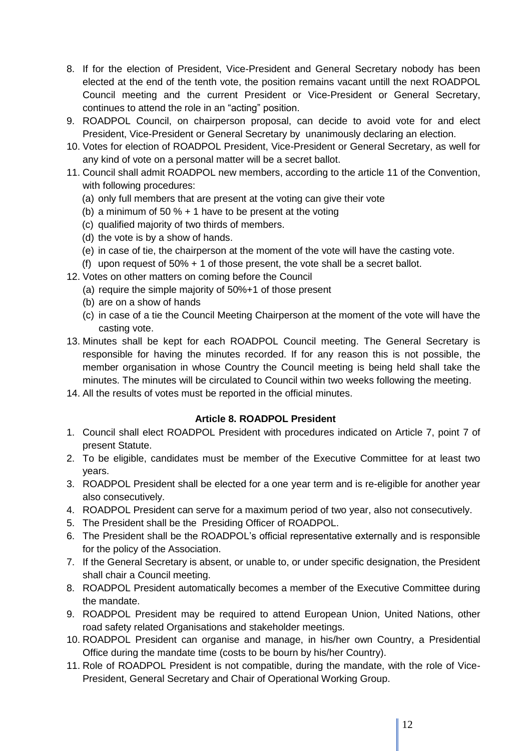8. If for the election of President, Vice-President and General Secretary nobody has been elected at the end of the tenth vote, the position remains vacant untill the next ROADPOL Council meeting and the current President or Vice-President or General Secretary, continues to attend the role in an "acting" position.
9. ROADPOL Council, on chairperson proposal, can decide to avoid vote for and elect President, Vice-President or General Secretary by unanimously declaring an election.
10. Votes for election of ROADPOL President, Vice-President or General Secretary, as well for any kind of vote on a personal matter will be a secret ballot.
11. Council shall admit ROADPOL new members, according to the article 11 of the Convention, with following procedures:
    (a) only full members that are present at the voting can give their vote
    (b) a minimum of 50 % + 1 have to be present at the voting
    (c) qualified majority of two thirds of members.
    (d) the vote is by a show of hands.
    (e) in case of tie, the chairperson at the moment of the vote will have the casting vote.
    (f) upon request of 50% + 1 of those present, the vote shall be a secret ballot.
12. Votes on other matters on coming before the Council
    (a) require the simple majority of 50%+1 of those present
    (b) are on a show of hands
    (c) in case of a tie the Council Meeting Chairperson at the moment of the vote will have the casting vote.
13. Minutes shall be kept for each ROADPOL Council meeting. The General Secretary is responsible for having the minutes recorded. If for any reason this is not possible, the member organisation in whose Country the Council meeting is being held shall take the minutes. The minutes will be circulated to Council within two weeks following the meeting.
14. All the results of votes must be reported in the official minutes.

### Article 8. ROADPOL President

1. Council shall elect ROADPOL President with procedures indicated on Article 7, point 7 of present Statute.
2. To be eligible, candidates must be member of the Executive Committee for at least two years.
3. ROADPOL President shall be elected for a one year term and is re-eligible for another year also consecutively.
4. ROADPOL President can serve for a maximum period of two year, also not consecutively.
5. The President shall be the Presiding Officer of ROADPOL.
6. The President shall be the ROADPOL's official representative externally and is responsible for the policy of the Association.
7. If the General Secretary is absent, or unable to, or under specific designation, the President shall chair a Council meeting.
8. ROADPOL President automatically becomes a member of the Executive Committee during the mandate.
9. ROADPOL President may be required to attend European Union, United Nations, other road safety related Organisations and stakeholder meetings.
10. ROADPOL President can organise and manage, in his/her own Country, a Presidential Office during the mandate time (costs to be bourn by his/her Country).
11. Role of ROADPOL President is not compatible, during the mandate, with the role of Vice-President, General Secretary and Chair of Operational Working Group.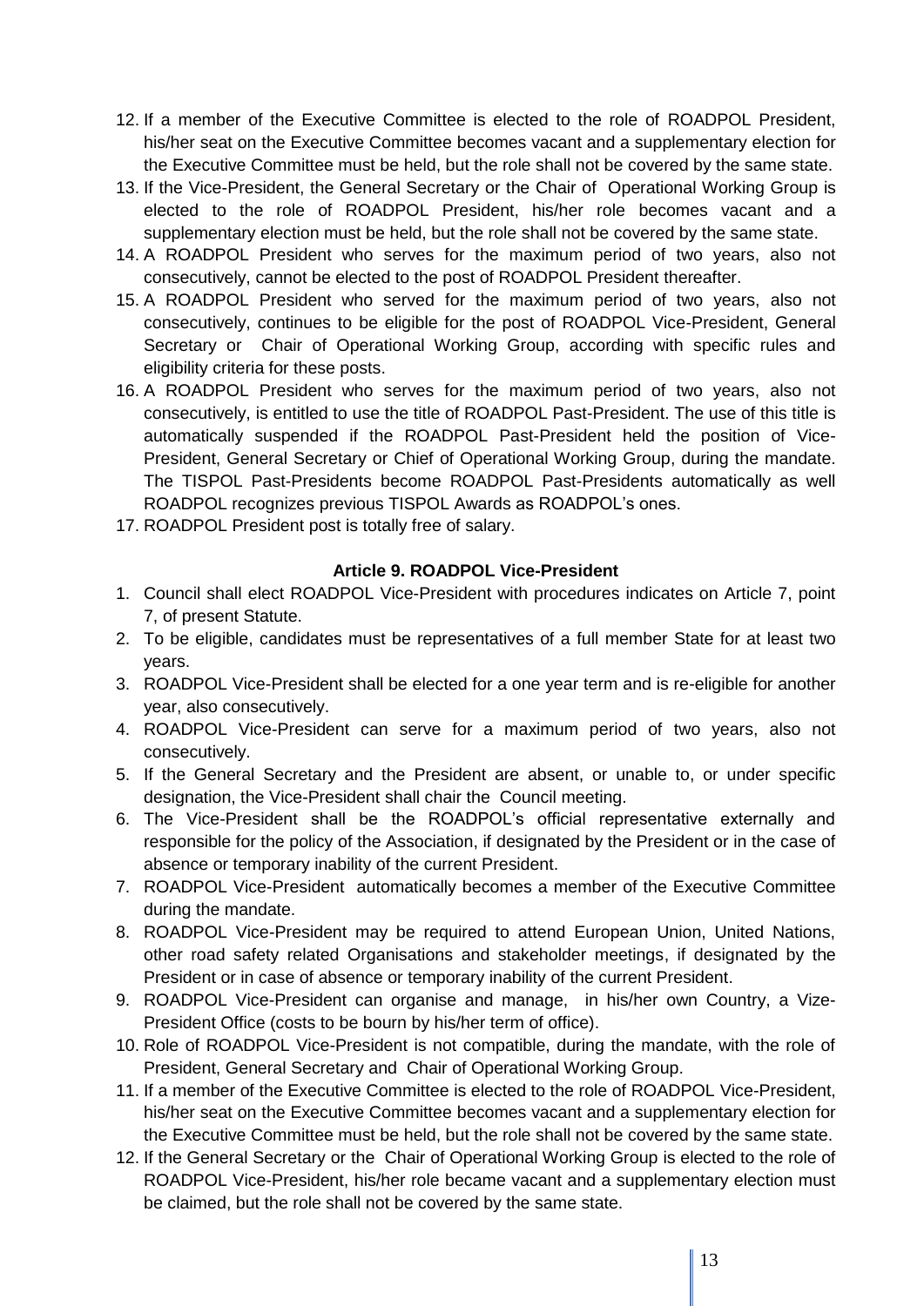12. If a member of the Executive Committee is elected to the role of ROADPOL President, his/her seat on the Executive Committee becomes vacant and a supplementary election for the Executive Committee must be held, but the role shall not be covered by the same state.
13. If the Vice-President, the General Secretary or the Chair of Operational Working Group is elected to the role of ROADPOL President, his/her role becomes vacant and a supplementary election must be held, but the role shall not be covered by the same state.
14. A ROADPOL President who serves for the maximum period of two years, also not consecutively, cannot be elected to the post of ROADPOL President thereafter.
15. A ROADPOL President who served for the maximum period of two years, also not consecutively, continues to be eligible for the post of ROADPOL Vice-President, General Secretary or Chair of Operational Working Group, according with specific rules and eligibility criteria for these posts.
16. A ROADPOL President who serves for the maximum period of two years, also not consecutively, is entitled to use the title of ROADPOL Past-President. The use of this title is automatically suspended if the ROADPOL Past-President held the position of Vice-President, General Secretary or Chief of Operational Working Group, during the mandate. The TISPOL Past-Presidents become ROADPOL Past-Presidents automatically as well ROADPOL recognizes previous TISPOL Awards as ROADPOL's ones.
17. ROADPOL President post is totally free of salary.

### Article 9. ROADPOL Vice-President

1. Council shall elect ROADPOL Vice-President with procedures indicates on Article 7, point 7, of present Statute.
2. To be eligible, candidates must be representatives of a full member State for at least two years.
3. ROADPOL Vice-President shall be elected for a one year term and is re-eligible for another year, also consecutively.
4. ROADPOL Vice-President can serve for a maximum period of two years, also not consecutively.
5. If the General Secretary and the President are absent, or unable to, or under specific designation, the Vice-President shall chair the Council meeting.
6. The Vice-President shall be the ROADPOL's official representative externally and responsible for the policy of the Association, if designated by the President or in the case of absence or temporary inability of the current President.
7. ROADPOL Vice-President automatically becomes a member of the Executive Committee during the mandate.
8. ROADPOL Vice-President may be required to attend European Union, United Nations, other road safety related Organisations and stakeholder meetings, if designated by the President or in case of absence or temporary inability of the current President.
9. ROADPOL Vice-President can organise and manage, in his/her own Country, a Vize-President Office (costs to be bourn by his/her term of office).
10. Role of ROADPOL Vice-President is not compatible, during the mandate, with the role of President, General Secretary and Chair of Operational Working Group.
11. If a member of the Executive Committee is elected to the role of ROADPOL Vice-President, his/her seat on the Executive Committee becomes vacant and a supplementary election for the Executive Committee must be held, but the role shall not be covered by the same state.
12. If the General Secretary or the Chair of Operational Working Group is elected to the role of ROADPOL Vice-President, his/her role became vacant and a supplementary election must be claimed, but the role shall not be covered by the same state.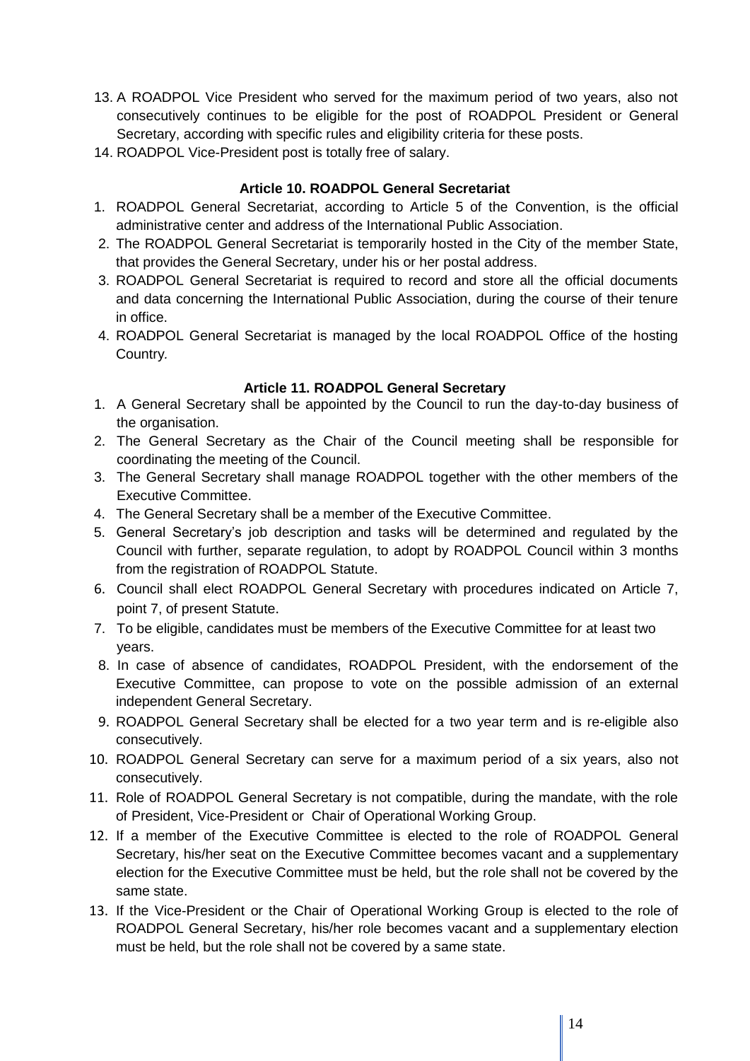13. A ROADPOL Vice President who served for the maximum period of two years, also not consecutively continues to be eligible for the post of ROADPOL President or General Secretary, according with specific rules and eligibility criteria for these posts.
14. ROADPOL Vice-President post is totally free of salary.

### Article 10. ROADPOL General Secretariat

1. ROADPOL General Secretariat, according to Article 5 of the Convention, is the official administrative center and address of the International Public Association.
2. The ROADPOL General Secretariat is temporarily hosted in the City of the member State, that provides the General Secretary, under his or her postal address.
3. ROADPOL General Secretariat is required to record and store all the official documents and data concerning the International Public Association, during the course of their tenure in office.
4. ROADPOL General Secretariat is managed by the local ROADPOL Office of the hosting Country.

### Article 11. ROADPOL General Secretary

1. A General Secretary shall be appointed by the Council to run the day-to-day business of the organisation.
2. The General Secretary as the Chair of the Council meeting shall be responsible for coordinating the meeting of the Council.
3. The General Secretary shall manage ROADPOL together with the other members of the Executive Committee.
4. The General Secretary shall be a member of the Executive Committee.
5. General Secretary's job description and tasks will be determined and regulated by the Council with further, separate regulation, to adopt by ROADPOL Council within 3 months from the registration of ROADPOL Statute.
6. Council shall elect ROADPOL General Secretary with procedures indicated on Article 7, point 7, of present Statute.
7. To be eligible, candidates must be members of the Executive Committee for at least two years.
8. In case of absence of candidates, ROADPOL President, with the endorsement of the Executive Committee, can propose to vote on the possible admission of an external independent General Secretary.
9. ROADPOL General Secretary shall be elected for a two year term and is re-eligible also consecutively.
10. ROADPOL General Secretary can serve for a maximum period of a six years, also not consecutively.
11. Role of ROADPOL General Secretary is not compatible, during the mandate, with the role of President, Vice-President or Chair of Operational Working Group.
12. If a member of the Executive Committee is elected to the role of ROADPOL General Secretary, his/her seat on the Executive Committee becomes vacant and a supplementary election for the Executive Committee must be held, but the role shall not be covered by the same state.
13. If the Vice-President or the Chair of Operational Working Group is elected to the role of ROADPOL General Secretary, his/her role becomes vacant and a supplementary election must be held, but the role shall not be covered by a same state.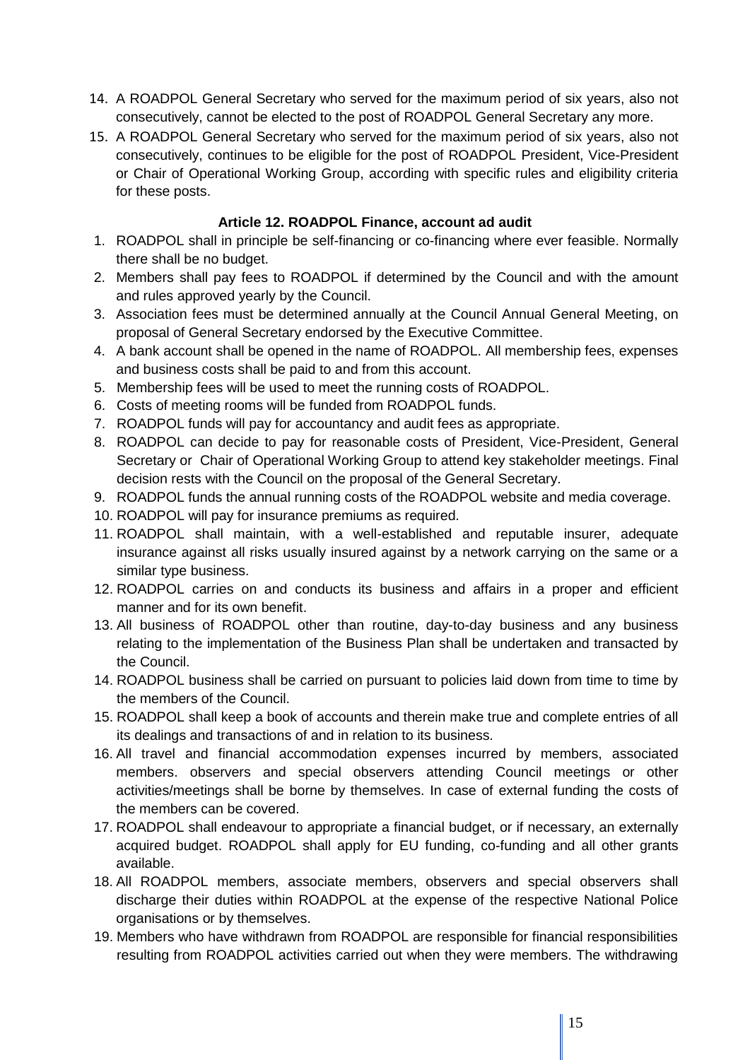14. A ROADPOL General Secretary who served for the maximum period of six years, also not consecutively, cannot be elected to the post of ROADPOL General Secretary any more.
15. A ROADPOL General Secretary who served for the maximum period of six years, also not consecutively, continues to be eligible for the post of ROADPOL President, Vice-President or Chair of Operational Working Group, according with specific rules and eligibility criteria for these posts.

### Article 12. ROADPOL Finance, account ad audit

1. ROADPOL shall in principle be self-financing or co-financing where ever feasible. Normally there shall be no budget.
2. Members shall pay fees to ROADPOL if determined by the Council and with the amount and rules approved yearly by the Council.
3. Association fees must be determined annually at the Council Annual General Meeting, on proposal of General Secretary endorsed by the Executive Committee.
4. A bank account shall be opened in the name of ROADPOL. All membership fees, expenses and business costs shall be paid to and from this account.
5. Membership fees will be used to meet the running costs of ROADPOL.
6. Costs of meeting rooms will be funded from ROADPOL funds.
7. ROADPOL funds will pay for accountancy and audit fees as appropriate.
8. ROADPOL can decide to pay for reasonable costs of President, Vice-President, General Secretary or Chair of Operational Working Group to attend key stakeholder meetings. Final decision rests with the Council on the proposal of the General Secretary.
9. ROADPOL funds the annual running costs of the ROADPOL website and media coverage.
10. ROADPOL will pay for insurance premiums as required.
11. ROADPOL shall maintain, with a well-established and reputable insurer, adequate insurance against all risks usually insured against by a network carrying on the same or a similar type business.
12. ROADPOL carries on and conducts its business and affairs in a proper and efficient manner and for its own benefit.
13. All business of ROADPOL other than routine, day-to-day business and any business relating to the implementation of the Business Plan shall be undertaken and transacted by the Council.
14. ROADPOL business shall be carried on pursuant to policies laid down from time to time by the members of the Council.
15. ROADPOL shall keep a book of accounts and therein make true and complete entries of all its dealings and transactions of and in relation to its business.
16. All travel and financial accommodation expenses incurred by members, associated members. observers and special observers attending Council meetings or other activities/meetings shall be borne by themselves. In case of external funding the costs of the members can be covered.
17. ROADPOL shall endeavour to appropriate a financial budget, or if necessary, an externally acquired budget. ROADPOL shall apply for EU funding, co-funding and all other grants available.
18. All ROADPOL members, associate members, observers and special observers shall discharge their duties within ROADPOL at the expense of the respective National Police organisations or by themselves.
19. Members who have withdrawn from ROADPOL are responsible for financial responsibilities resulting from ROADPOL activities carried out when they were members. The withdrawing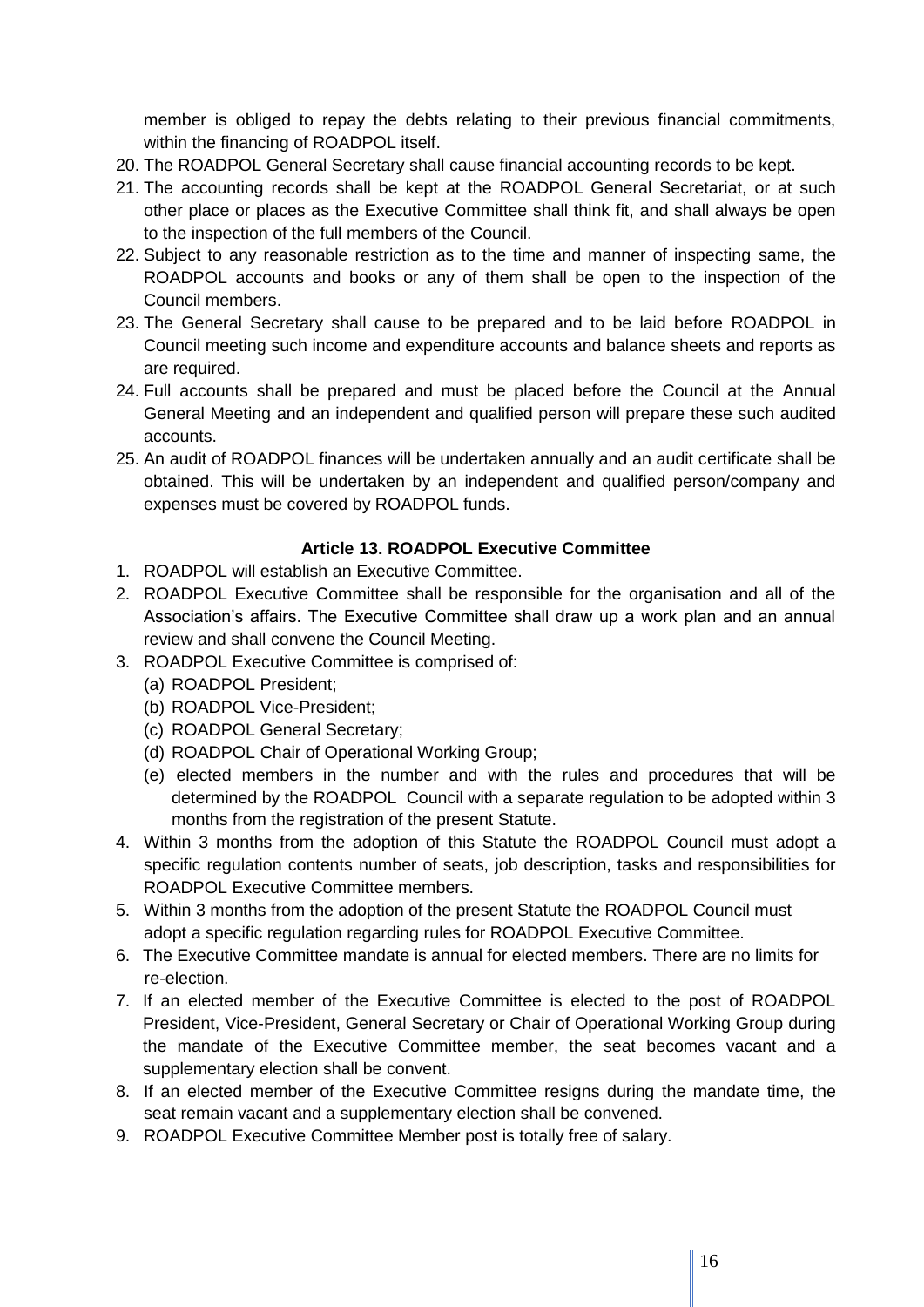member is obliged to repay the debts relating to their previous financial commitments, within the financing of ROADPOL itself.

20. The ROADPOL General Secretary shall cause financial accounting records to be kept.
21. The accounting records shall be kept at the ROADPOL General Secretariat, or at such other place or places as the Executive Committee shall think fit, and shall always be open to the inspection of the full members of the Council.
22. Subject to any reasonable restriction as to the time and manner of inspecting same, the ROADPOL accounts and books or any of them shall be open to the inspection of the Council members.
23. The General Secretary shall cause to be prepared and to be laid before ROADPOL in Council meeting such income and expenditure accounts and balance sheets and reports as are required.
24. Full accounts shall be prepared and must be placed before the Council at the Annual General Meeting and an independent and qualified person will prepare these such audited accounts.
25. An audit of ROADPOL finances will be undertaken annually and an audit certificate shall be obtained. This will be undertaken by an independent and qualified person/company and expenses must be covered by ROADPOL funds.

**Article 13. ROADPOL Executive Committee**

1. ROADPOL will establish an Executive Committee.
2. ROADPOL Executive Committee shall be responsible for the organisation and all of the Association's affairs. The Executive Committee shall draw up a work plan and an annual review and shall convene the Council Meeting.
3. ROADPOL Executive Committee is comprised of:
   (a) ROADPOL President;
   (b) ROADPOL Vice-President;
   (c) ROADPOL General Secretary;
   (d) ROADPOL Chair of Operational Working Group;
   (e) elected members in the number and with the rules and procedures that will be determined by the ROADPOL Council with a separate regulation to be adopted within 3 months from the registration of the present Statute.
4. Within 3 months from the adoption of this Statute the ROADPOL Council must adopt a specific regulation contents number of seats, job description, tasks and responsibilities for ROADPOL Executive Committee members.
5. Within 3 months from the adoption of the present Statute the ROADPOL Council must adopt a specific regulation regarding rules for ROADPOL Executive Committee.
6. The Executive Committee mandate is annual for elected members. There are no limits for re-election.
7. If an elected member of the Executive Committee is elected to the post of ROADPOL President, Vice-President, General Secretary or Chair of Operational Working Group during the mandate of the Executive Committee member, the seat becomes vacant and a supplementary election shall be convent.
8. If an elected member of the Executive Committee resigns during the mandate time, the seat remain vacant and a supplementary election shall be convened.
9. ROADPOL Executive Committee Member post is totally free of salary.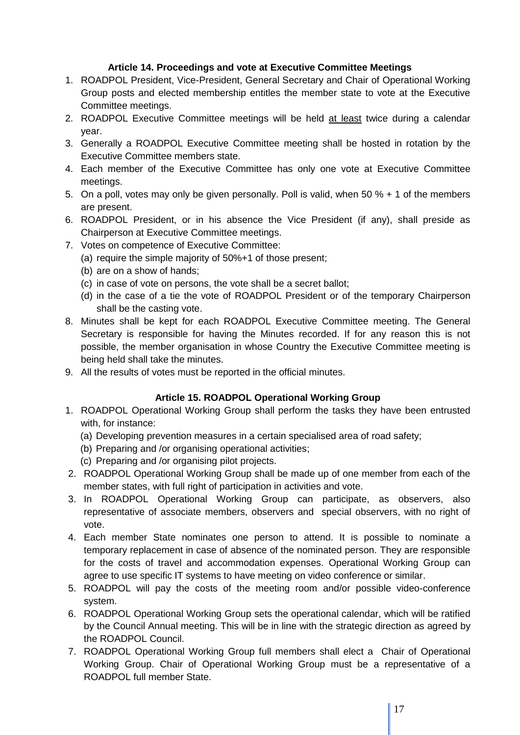### Article 14. Proceedings and vote at Executive Committee Meetings

1. ROADPOL President, Vice-President, General Secretary and Chair of Operational Working Group posts and elected membership entitles the member state to vote at the Executive Committee meetings.
2. ROADPOL Executive Committee meetings will be held <u>at least</u> twice during a calendar year.
3. Generally a ROADPOL Executive Committee meeting shall be hosted in rotation by the Executive Committee members state.
4. Each member of the Executive Committee has only one vote at Executive Committee meetings.
5. On a poll, votes may only be given personally. Poll is valid, when 50 % + 1 of the members are present.
6. ROADPOL President, or in his absence the Vice President (if any), shall preside as Chairperson at Executive Committee meetings.
7. Votes on competence of Executive Committee:
   (a) require the simple majority of 50%+1 of those present;
   (b) are on a show of hands;
   (c) in case of vote on persons, the vote shall be a secret ballot;
   (d) in the case of a tie the vote of ROADPOL President or of the temporary Chairperson shall be the casting vote.
8. Minutes shall be kept for each ROADPOL Executive Committee meeting. The General Secretary is responsible for having the Minutes recorded. If for any reason this is not possible, the member organisation in whose Country the Executive Committee meeting is being held shall take the minutes.
9. All the results of votes must be reported in the official minutes.

### Article 15. ROADPOL Operational Working Group

1. ROADPOL Operational Working Group shall perform the tasks they have been entrusted with, for instance:
   (a) Developing prevention measures in a certain specialised area of road safety;
   (b) Preparing and /or organising operational activities;
   (c) Preparing and /or organising pilot projects.
2. ROADPOL Operational Working Group shall be made up of one member from each of the member states, with full right of participation in activities and vote.
3. In ROADPOL Operational Working Group can participate, as observers, also representative of associate members, observers and special observers, with no right of vote.
4. Each member State nominates one person to attend. It is possible to nominate a temporary replacement in case of absence of the nominated person. They are responsible for the costs of travel and accommodation expenses. Operational Working Group can agree to use specific IT systems to have meeting on video conference or similar.
5. ROADPOL will pay the costs of the meeting room and/or possible video-conference system.
6. ROADPOL Operational Working Group sets the operational calendar, which will be ratified by the Council Annual meeting. This will be in line with the strategic direction as agreed by the ROADPOL Council.
7. ROADPOL Operational Working Group full members shall elect a Chair of Operational Working Group. Chair of Operational Working Group must be a representative of a ROADPOL full member State.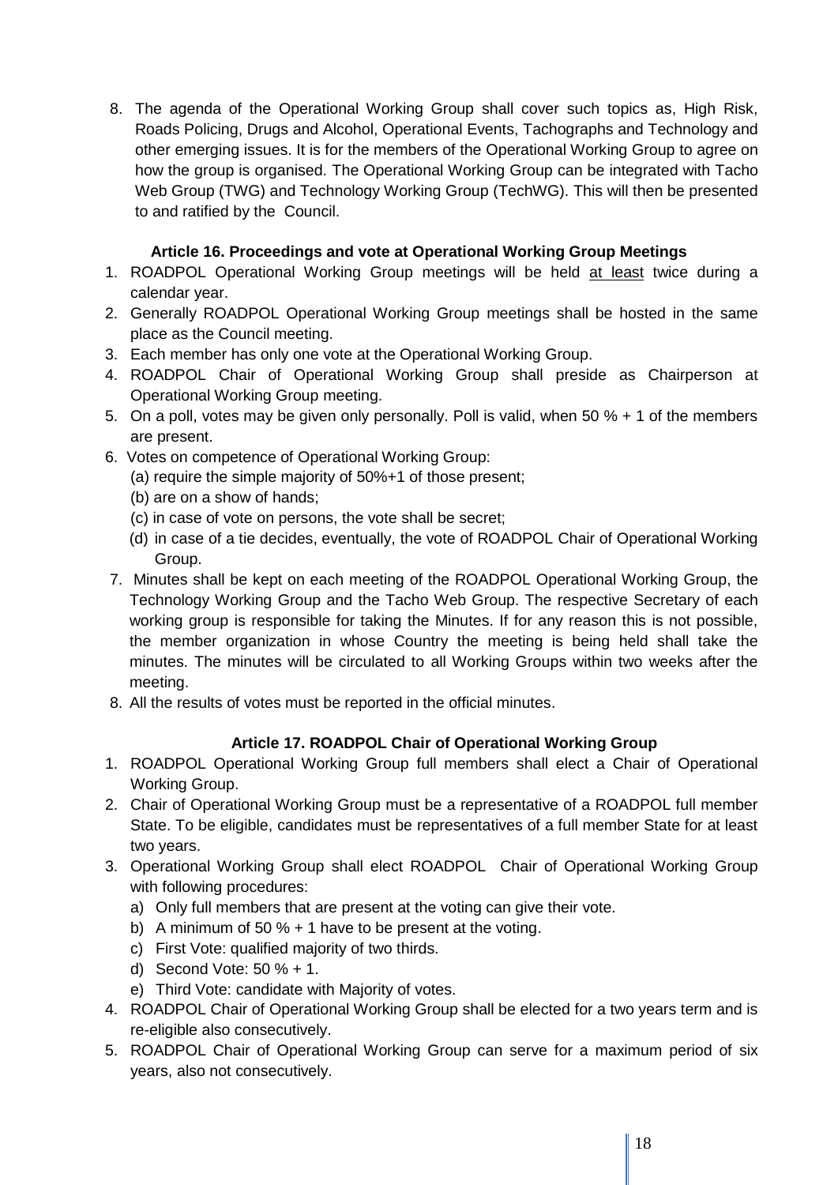8. The agenda of the Operational Working Group shall cover such topics as, High Risk, Roads Policing, Drugs and Alcohol, Operational Events, Tachographs and Technology and other emerging issues. It is for the members of the Operational Working Group to agree on how the group is organised. The Operational Working Group can be integrated with Tacho Web Group (TWG) and Technology Working Group (TechWG). This will then be presented to and ratified by the Council.

### Article 16. Proceedings and vote at Operational Working Group Meetings

1. ROADPOL Operational Working Group meetings will be held at least twice during a calendar year.
2. Generally ROADPOL Operational Working Group meetings shall be hosted in the same place as the Council meeting.
3. Each member has only one vote at the Operational Working Group.
4. ROADPOL Chair of Operational Working Group shall preside as Chairperson at Operational Working Group meeting.
5. On a poll, votes may be given only personally. Poll is valid, when 50 % + 1 of the members are present.
6. Votes on competence of Operational Working Group:
   (a) require the simple majority of 50%+1 of those present;
   (b) are on a show of hands;
   (c) in case of vote on persons, the vote shall be secret;
   (d) in case of a tie decides, eventually, the vote of ROADPOL Chair of Operational Working Group.
7. Minutes shall be kept on each meeting of the ROADPOL Operational Working Group, the Technology Working Group and the Tacho Web Group. The respective Secretary of each working group is responsible for taking the Minutes. If for any reason this is not possible, the member organization in whose Country the meeting is being held shall take the minutes. The minutes will be circulated to all Working Groups within two weeks after the meeting.
8. All the results of votes must be reported in the official minutes.

### Article 17. ROADPOL Chair of Operational Working Group

1. ROADPOL Operational Working Group full members shall elect a Chair of Operational Working Group.
2. Chair of Operational Working Group must be a representative of a ROADPOL full member State. To be eligible, candidates must be representatives of a full member State for at least two years.
3. Operational Working Group shall elect ROADPOL Chair of Operational Working Group with following procedures:
   a) Only full members that are present at the voting can give their vote.
   b) A minimum of 50 % + 1 have to be present at the voting.
   c) First Vote: qualified majority of two thirds.
   d) Second Vote: 50 % + 1.
   e) Third Vote: candidate with Majority of votes.
4. ROADPOL Chair of Operational Working Group shall be elected for a two years term and is re-eligible also consecutively.
5. ROADPOL Chair of Operational Working Group can serve for a maximum period of six years, also not consecutively.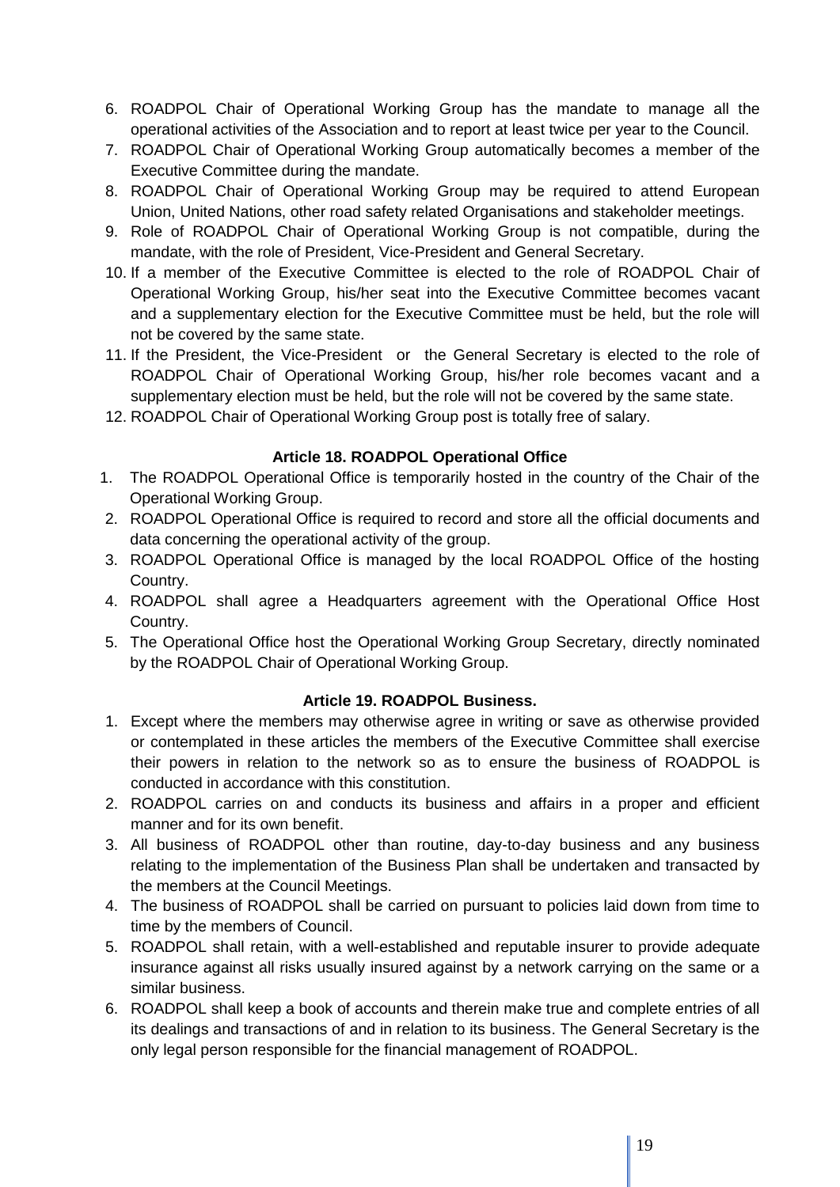6. ROADPOL Chair of Operational Working Group has the mandate to manage all the operational activities of the Association and to report at least twice per year to the Council.
7. ROADPOL Chair of Operational Working Group automatically becomes a member of the Executive Committee during the mandate.
8. ROADPOL Chair of Operational Working Group may be required to attend European Union, United Nations, other road safety related Organisations and stakeholder meetings.
9. Role of ROADPOL Chair of Operational Working Group is not compatible, during the mandate, with the role of President, Vice-President and General Secretary.
10. If a member of the Executive Committee is elected to the role of ROADPOL Chair of Operational Working Group, his/her seat into the Executive Committee becomes vacant and a supplementary election for the Executive Committee must be held, but the role will not be covered by the same state.
11. If the President, the Vice-President or the General Secretary is elected to the role of ROADPOL Chair of Operational Working Group, his/her role becomes vacant and a supplementary election must be held, but the role will not be covered by the same state.
12. ROADPOL Chair of Operational Working Group post is totally free of salary.

### Article 18. ROADPOL Operational Office

1. The ROADPOL Operational Office is temporarily hosted in the country of the Chair of the Operational Working Group.
2. ROADPOL Operational Office is required to record and store all the official documents and data concerning the operational activity of the group.
3. ROADPOL Operational Office is managed by the local ROADPOL Office of the hosting Country.
4. ROADPOL shall agree a Headquarters agreement with the Operational Office Host Country.
5. The Operational Office host the Operational Working Group Secretary, directly nominated by the ROADPOL Chair of Operational Working Group.

### Article 19. ROADPOL Business.

1. Except where the members may otherwise agree in writing or save as otherwise provided or contemplated in these articles the members of the Executive Committee shall exercise their powers in relation to the network so as to ensure the business of ROADPOL is conducted in accordance with this constitution.
2. ROADPOL carries on and conducts its business and affairs in a proper and efficient manner and for its own benefit.
3. All business of ROADPOL other than routine, day-to-day business and any business relating to the implementation of the Business Plan shall be undertaken and transacted by the members at the Council Meetings.
4. The business of ROADPOL shall be carried on pursuant to policies laid down from time to time by the members of Council.
5. ROADPOL shall retain, with a well-established and reputable insurer to provide adequate insurance against all risks usually insured against by a network carrying on the same or a similar business.
6. ROADPOL shall keep a book of accounts and therein make true and complete entries of all its dealings and transactions of and in relation to its business. The General Secretary is the only legal person responsible for the financial management of ROADPOL.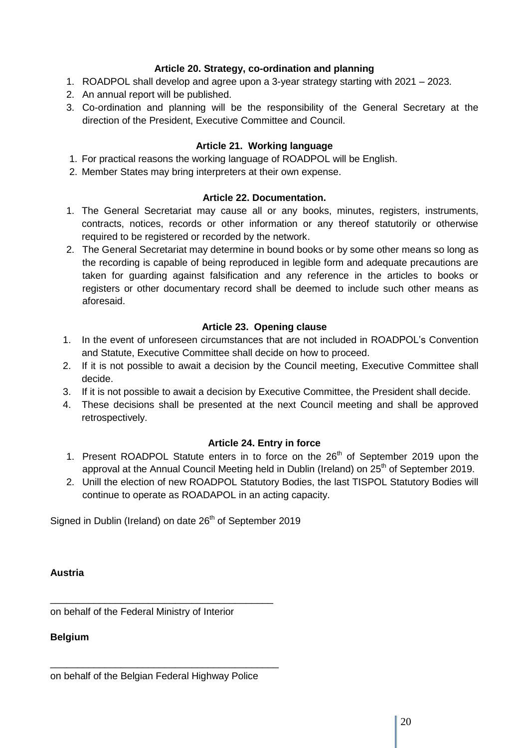### Article 20. Strategy, co-ordination and planning

1. ROADPOL shall develop and agree upon a 3-year strategy starting with 2021 – 2023.
2. An annual report will be published.
3. Co-ordination and planning will be the responsibility of the General Secretary at the direction of the President, Executive Committee and Council.

### Article 21. Working language

1. For practical reasons the working language of ROADPOL will be English.
2. Member States may bring interpreters at their own expense.

### Article 22. Documentation.

1. The General Secretariat may cause all or any books, minutes, registers, instruments, contracts, notices, records or other information or any thereof statutorily or otherwise required to be registered or recorded by the network.
2. The General Secretariat may determine in bound books or by some other means so long as the recording is capable of being reproduced in legible form and adequate precautions are taken for guarding against falsification and any reference in the articles to books or registers or other documentary record shall be deemed to include such other means as aforesaid.

### Article 23. Opening clause

1. In the event of unforeseen circumstances that are not included in ROADPOL's Convention and Statute, Executive Committee shall decide on how to proceed.
2. If it is not possible to await a decision by the Council meeting, Executive Committee shall decide.
3. If it is not possible to await a decision by Executive Committee, the President shall decide.
4. These decisions shall be presented at the next Council meeting and shall be approved retrospectively.

### Article 24. Entry in force

1. Present ROADPOL Statute enters in to force on the 26th of September 2019 upon the approval at the Annual Council Meeting held in Dublin (Ireland) on 25th of September 2019.
2. Unill the election of new ROADPOL Statutory Bodies, the last TISPOL Statutory Bodies will continue to operate as ROADAPOL in an acting capacity.

Signed in Dublin (Ireland) on date 26th of September 2019

**Austria**

\_\_\_\_\_\_\_\_\_\_\_\_\_\_\_\_\_\_\_\_\_\_\_\_\_\_\_\_\_\_\_\_\_\_\_\_\_\_\_\_\_

on behalf of the Federal Ministry of Interior

**Belgium**

\_\_\_\_\_\_\_\_\_\_\_\_\_\_\_\_\_\_\_\_\_\_\_\_\_\_\_\_\_\_\_\_\_\_\_\_\_\_\_\_\_

on behalf of the Belgian Federal Highway Police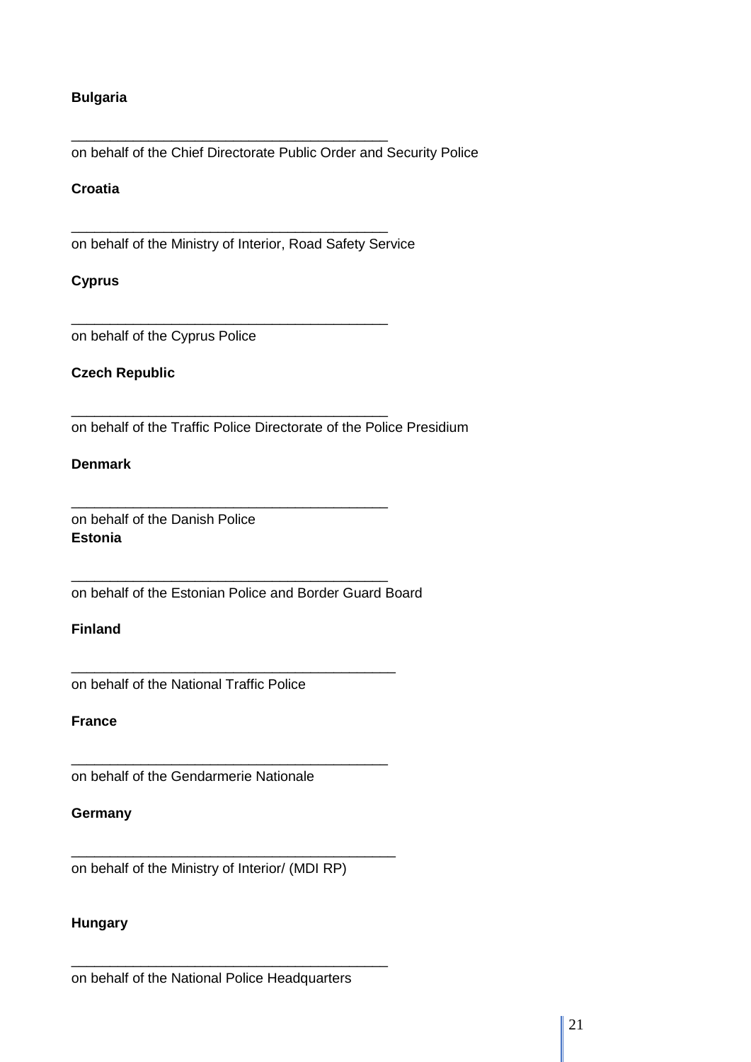**Bulgaria**

\_\_\_\_\_\_\_\_\_\_\_\_\_\_\_\_\_\_\_\_\_\_\_\_\_\_\_\_\_\_\_\_\_\_\_\_\_\_\_\_\_
on behalf of the Chief Directorate Public Order and Security Police

**Croatia**

\_\_\_\_\_\_\_\_\_\_\_\_\_\_\_\_\_\_\_\_\_\_\_\_\_\_\_\_\_\_\_\_\_\_\_\_\_\_\_\_\_
on behalf of the Ministry of Interior, Road Safety Service

**Cyprus**

\_\_\_\_\_\_\_\_\_\_\_\_\_\_\_\_\_\_\_\_\_\_\_\_\_\_\_\_\_\_\_\_\_\_\_\_\_\_\_\_\_
on behalf of the Cyprus Police

**Czech Republic**

\_\_\_\_\_\_\_\_\_\_\_\_\_\_\_\_\_\_\_\_\_\_\_\_\_\_\_\_\_\_\_\_\_\_\_\_\_\_\_\_\_
on behalf of the Traffic Police Directorate of the Police Presidium

**Denmark**

\_\_\_\_\_\_\_\_\_\_\_\_\_\_\_\_\_\_\_\_\_\_\_\_\_\_\_\_\_\_\_\_\_\_\_\_\_\_\_\_\_
on behalf of the Danish Police

**Estonia**

\_\_\_\_\_\_\_\_\_\_\_\_\_\_\_\_\_\_\_\_\_\_\_\_\_\_\_\_\_\_\_\_\_\_\_\_\_\_\_\_\_
on behalf of the Estonian Police and Border Guard Board

**Finland**

\_\_\_\_\_\_\_\_\_\_\_\_\_\_\_\_\_\_\_\_\_\_\_\_\_\_\_\_\_\_\_\_\_\_\_\_\_\_\_\_\_
on behalf of the National Traffic Police

**France**

\_\_\_\_\_\_\_\_\_\_\_\_\_\_\_\_\_\_\_\_\_\_\_\_\_\_\_\_\_\_\_\_\_\_\_\_\_\_\_\_\_
on behalf of the Gendarmerie Nationale

**Germany**

\_\_\_\_\_\_\_\_\_\_\_\_\_\_\_\_\_\_\_\_\_\_\_\_\_\_\_\_\_\_\_\_\_\_\_\_\_\_\_\_\_
on behalf of the Ministry of Interior/ (MDI RP)

**Hungary**

\_\_\_\_\_\_\_\_\_\_\_\_\_\_\_\_\_\_\_\_\_\_\_\_\_\_\_\_\_\_\_\_\_\_\_\_\_\_\_\_\_
on behalf of the National Police Headquarters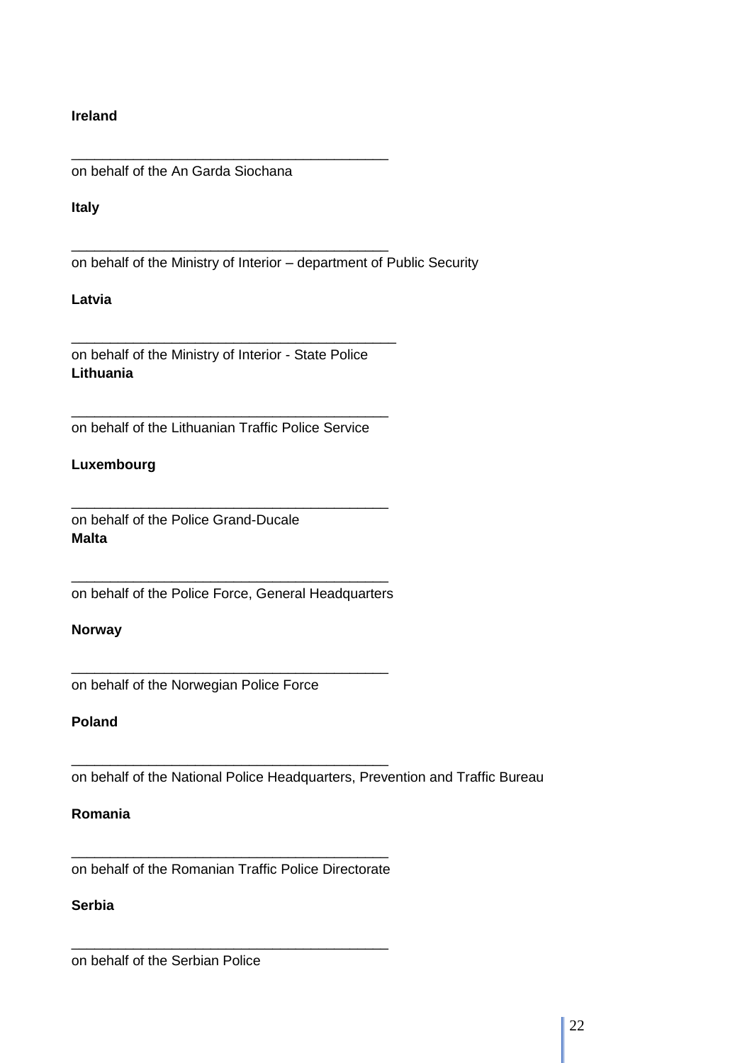**Ireland**

\_\_\_\_\_\_\_\_\_\_\_\_\_\_\_\_\_\_\_\_\_\_\_\_\_\_\_\_\_\_\_\_\_\_\_\_\_\_\_\_\_\_
on behalf of the An Garda Siochana

**Italy**

\_\_\_\_\_\_\_\_\_\_\_\_\_\_\_\_\_\_\_\_\_\_\_\_\_\_\_\_\_\_\_\_\_\_\_\_\_\_\_\_\_\_
on behalf of the Ministry of Interior – department of Public Security

**Latvia**

\_\_\_\_\_\_\_\_\_\_\_\_\_\_\_\_\_\_\_\_\_\_\_\_\_\_\_\_\_\_\_\_\_\_\_\_\_\_\_\_\_\_
on behalf of the Ministry of Interior - State Police

**Lithuania**

\_\_\_\_\_\_\_\_\_\_\_\_\_\_\_\_\_\_\_\_\_\_\_\_\_\_\_\_\_\_\_\_\_\_\_\_\_\_\_\_\_\_
on behalf of the Lithuanian Traffic Police Service

**Luxembourg**

\_\_\_\_\_\_\_\_\_\_\_\_\_\_\_\_\_\_\_\_\_\_\_\_\_\_\_\_\_\_\_\_\_\_\_\_\_\_\_\_\_\_
on behalf of the Police Grand-Ducale

**Malta**

\_\_\_\_\_\_\_\_\_\_\_\_\_\_\_\_\_\_\_\_\_\_\_\_\_\_\_\_\_\_\_\_\_\_\_\_\_\_\_\_\_\_
on behalf of the Police Force, General Headquarters

**Norway**

\_\_\_\_\_\_\_\_\_\_\_\_\_\_\_\_\_\_\_\_\_\_\_\_\_\_\_\_\_\_\_\_\_\_\_\_\_\_\_\_\_\_
on behalf of the Norwegian Police Force

**Poland**

\_\_\_\_\_\_\_\_\_\_\_\_\_\_\_\_\_\_\_\_\_\_\_\_\_\_\_\_\_\_\_\_\_\_\_\_\_\_\_\_\_\_
on behalf of the National Police Headquarters, Prevention and Traffic Bureau

**Romania**

\_\_\_\_\_\_\_\_\_\_\_\_\_\_\_\_\_\_\_\_\_\_\_\_\_\_\_\_\_\_\_\_\_\_\_\_\_\_\_\_\_\_
on behalf of the Romanian Traffic Police Directorate

**Serbia**

\_\_\_\_\_\_\_\_\_\_\_\_\_\_\_\_\_\_\_\_\_\_\_\_\_\_\_\_\_\_\_\_\_\_\_\_\_\_\_\_\_\_
on behalf of the Serbian Police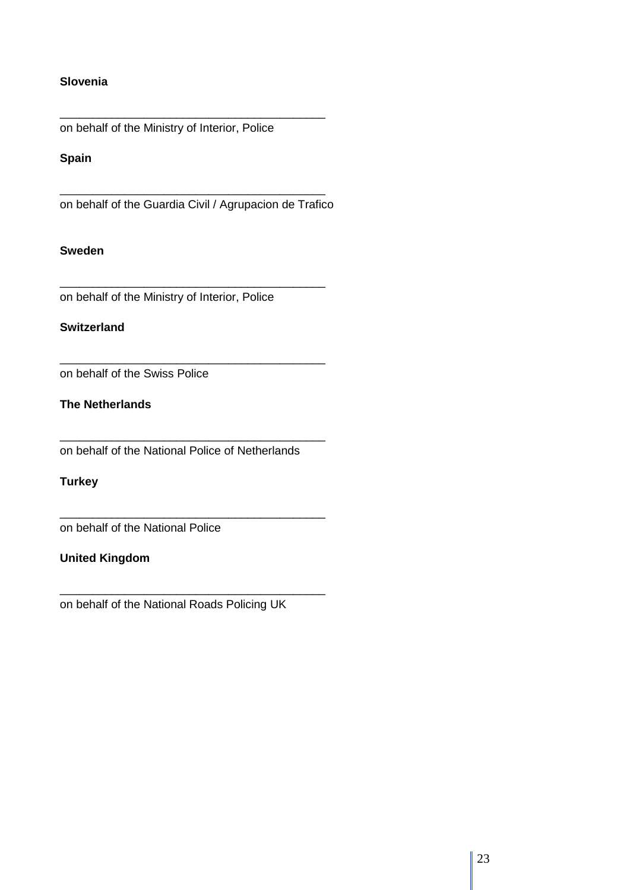**Slovenia**

\_\_\_\_\_\_\_\_\_\_\_\_\_\_\_\_\_\_\_\_\_\_\_\_\_\_\_\_\_\_\_\_\_\_\_\_\_\_\_\_\_

on behalf of the Ministry of Interior, Police

**Spain**

\_\_\_\_\_\_\_\_\_\_\_\_\_\_\_\_\_\_\_\_\_\_\_\_\_\_\_\_\_\_\_\_\_\_\_\_\_\_\_\_\_

on behalf of the Guardia Civil / Agrupacion de Trafico

**Sweden**

\_\_\_\_\_\_\_\_\_\_\_\_\_\_\_\_\_\_\_\_\_\_\_\_\_\_\_\_\_\_\_\_\_\_\_\_\_\_\_\_\_

on behalf of the Ministry of Interior, Police

**Switzerland**

\_\_\_\_\_\_\_\_\_\_\_\_\_\_\_\_\_\_\_\_\_\_\_\_\_\_\_\_\_\_\_\_\_\_\_\_\_\_\_\_\_

on behalf of the Swiss Police

**The Netherlands**

\_\_\_\_\_\_\_\_\_\_\_\_\_\_\_\_\_\_\_\_\_\_\_\_\_\_\_\_\_\_\_\_\_\_\_\_\_\_\_\_\_

on behalf of the National Police of Netherlands

**Turkey**

\_\_\_\_\_\_\_\_\_\_\_\_\_\_\_\_\_\_\_\_\_\_\_\_\_\_\_\_\_\_\_\_\_\_\_\_\_\_\_\_\_

on behalf of the National Police

**United Kingdom**

\_\_\_\_\_\_\_\_\_\_\_\_\_\_\_\_\_\_\_\_\_\_\_\_\_\_\_\_\_\_\_\_\_\_\_\_\_\_\_\_\_

on behalf of the National Roads Policing UK